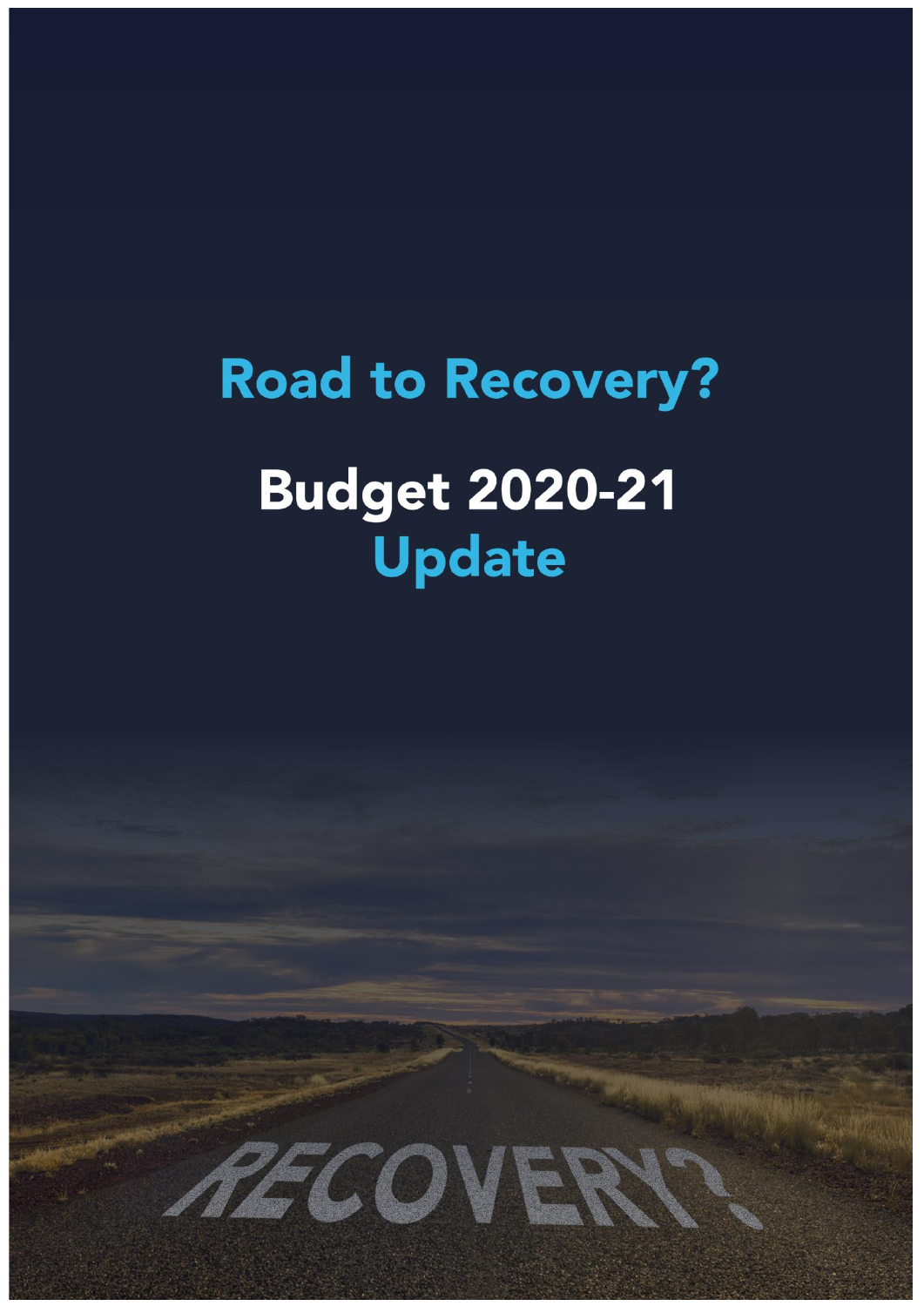# Road to Recovery?

# Budget 2020-21 Update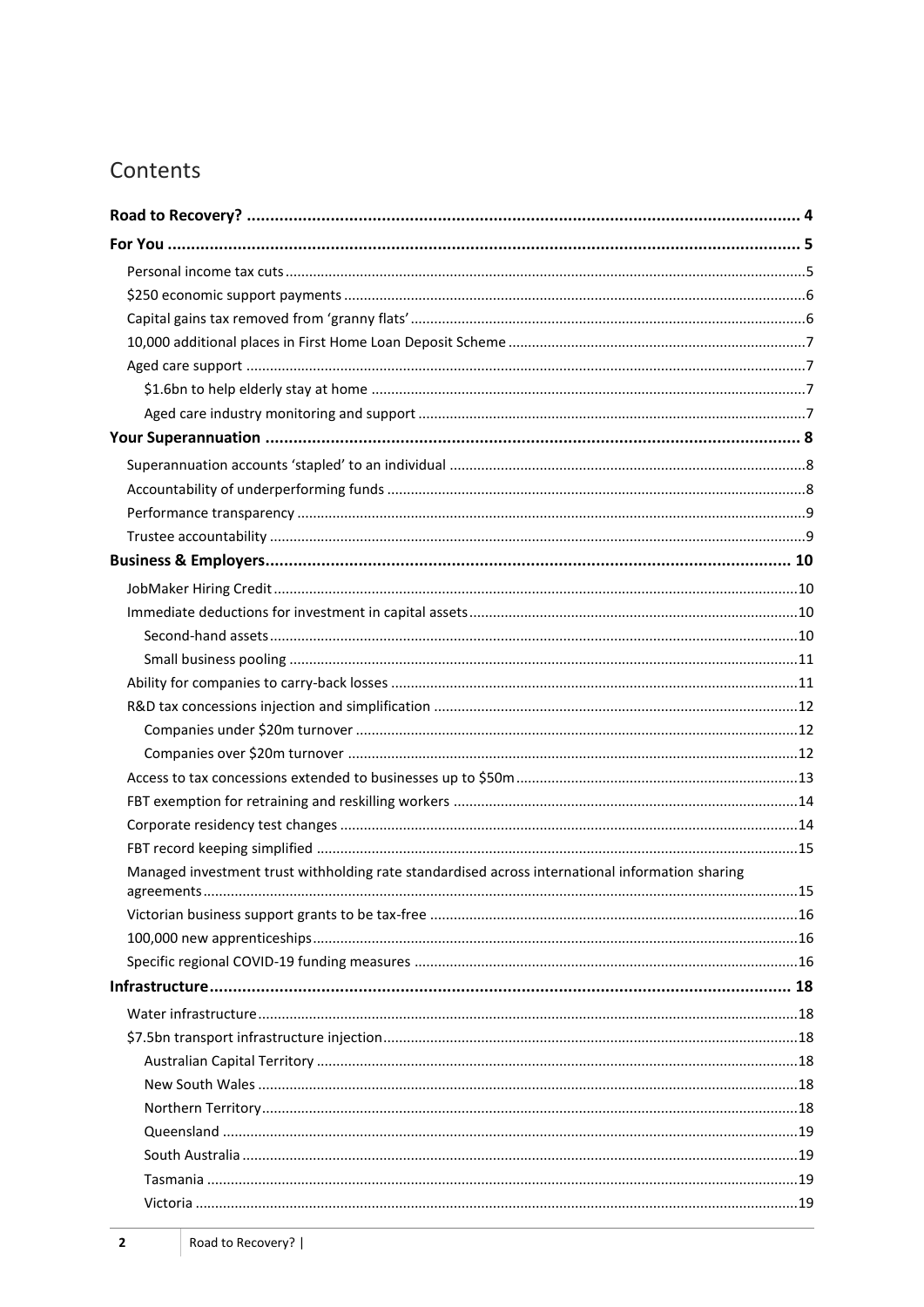# Contents

**Road to Recovery? ..... 4**

**For You ..... 5**

- Personal income tax cuts ..... 5
- $250 economic support payments ..... 6
- Capital gains tax removed from 'granny flats' ..... 6
- 10,000 additional places in First Home Loan Deposit Scheme ..... 7
- Aged care support ..... 7
  - $1.6bn to help elderly stay at home ..... 7
  - Aged care industry monitoring and support ..... 7

**Your Superannuation ..... 8**

- Superannuation accounts 'stapled' to an individual ..... 8
- Accountability of underperforming funds ..... 8
- Performance transparency ..... 9
- Trustee accountability ..... 9

**Business & Employers ..... 10**

- JobMaker Hiring Credit ..... 10
- Immediate deductions for investment in capital assets ..... 10
  - Second-hand assets ..... 10
  - Small business pooling ..... 11
- Ability for companies to carry-back losses ..... 11
- R&D tax concessions injection and simplification ..... 12
  - Companies under $20m turnover ..... 12
  - Companies over $20m turnover ..... 12
- Access to tax concessions extended to businesses up to $50m ..... 13
- FBT exemption for retraining and reskilling workers ..... 14
- Corporate residency test changes ..... 14
- FBT record keeping simplified ..... 15
- Managed investment trust withholding rate standardised across international information sharing agreements ..... 15
- Victorian business support grants to be tax-free ..... 16
- 100,000 new apprenticeships ..... 16
- Specific regional COVID-19 funding measures ..... 16

**Infrastructure ..... 18**

- Water infrastructure ..... 18
- $7.5bn transport infrastructure injection ..... 18
  - Australian Capital Territory ..... 18
  - New South Wales ..... 18
  - Northern Territory ..... 18
  - Queensland ..... 19
  - South Australia ..... 19
  - Tasmania ..... 19
  - Victoria ..... 19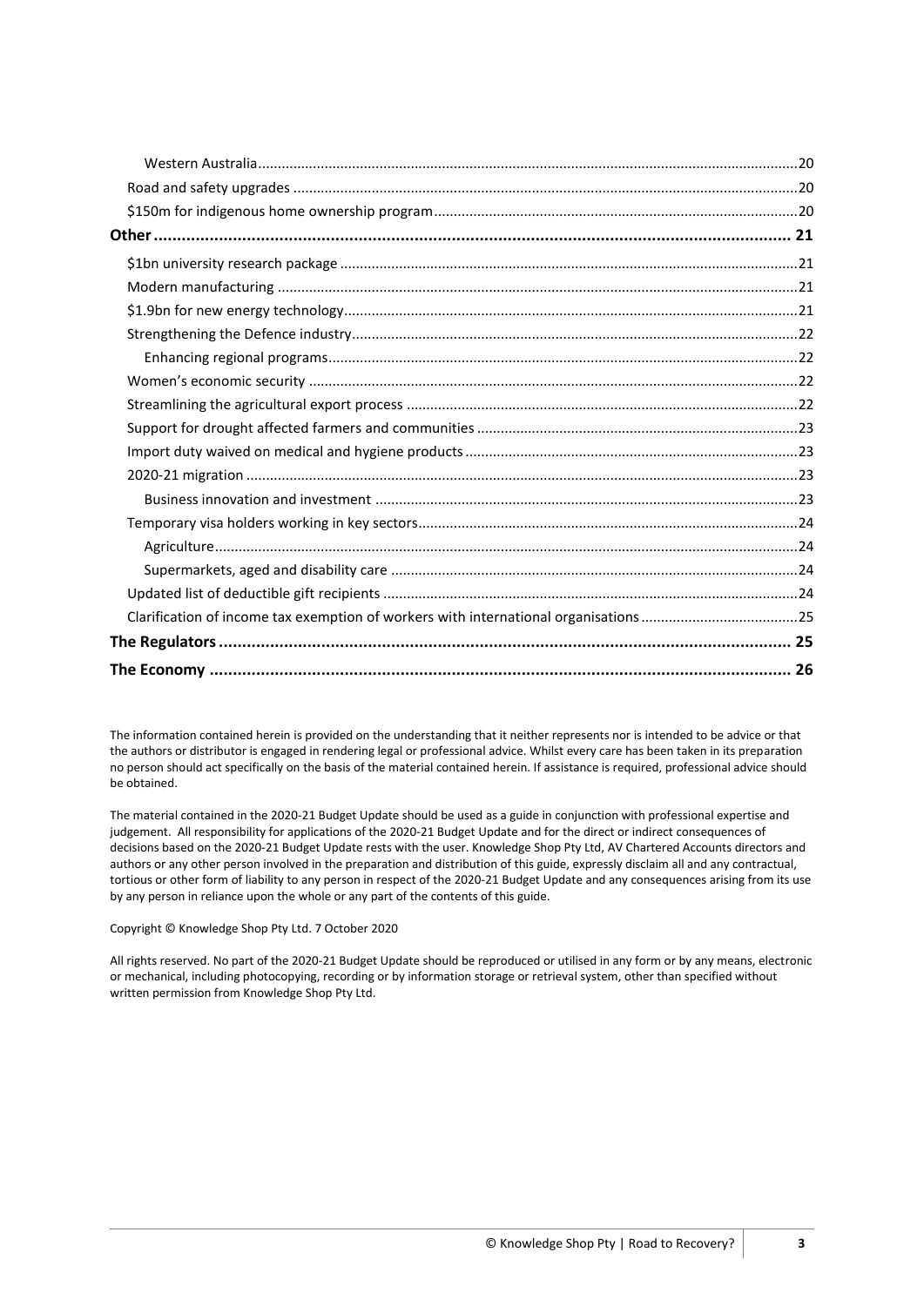- Western Australia ... 20
- Road and safety upgrades ... 20
- $150m for indigenous home ownership program ... 20

**Other ... 21**

- $1bn university research package ... 21
- Modern manufacturing ... 21
- $1.9bn for new energy technology ... 21
- Strengthening the Defence industry ... 22
  - Enhancing regional programs ... 22
- Women's economic security ... 22
- Streamlining the agricultural export process ... 22
- Support for drought affected farmers and communities ... 23
- Import duty waived on medical and hygiene products ... 23
- 2020-21 migration ... 23
  - Business innovation and investment ... 23
- Temporary visa holders working in key sectors ... 24
  - Agriculture ... 24
  - Supermarkets, aged and disability care ... 24
- Updated list of deductible gift recipients ... 24
- Clarification of income tax exemption of workers with international organisations ... 25

**The Regulators ... 25**

**The Economy ... 26**

The information contained herein is provided on the understanding that it neither represents nor is intended to be advice or that the authors or distributor is engaged in rendering legal or professional advice. Whilst every care has been taken in its preparation no person should act specifically on the basis of the material contained herein. If assistance is required, professional advice should be obtained.

The material contained in the 2020-21 Budget Update should be used as a guide in conjunction with professional expertise and judgement. All responsibility for applications of the 2020-21 Budget Update and for the direct or indirect consequences of decisions based on the 2020-21 Budget Update rests with the user. Knowledge Shop Pty Ltd, AV Chartered Accounts directors and authors or any other person involved in the preparation and distribution of this guide, expressly disclaim all and any contractual, tortious or other form of liability to any person in respect of the 2020-21 Budget Update and any consequences arising from its use by any person in reliance upon the whole or any part of the contents of this guide.

Copyright © Knowledge Shop Pty Ltd. 7 October 2020

All rights reserved. No part of the 2020-21 Budget Update should be reproduced or utilised in any form or by any means, electronic or mechanical, including photocopying, recording or by information storage or retrieval system, other than specified without written permission from Knowledge Shop Pty Ltd.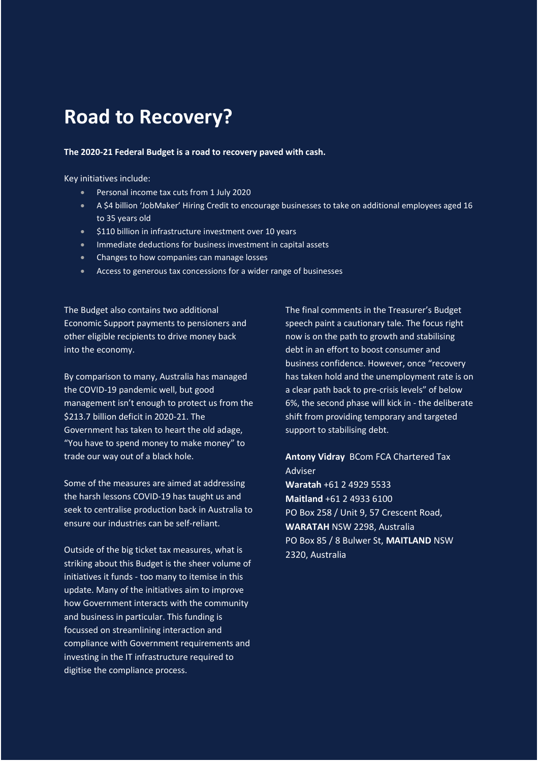# Road to Recovery?

**The 2020-21 Federal Budget is a road to recovery paved with cash.**

Key initiatives include:

- Personal income tax cuts from 1 July 2020
- A $4 billion 'JobMaker' Hiring Credit to encourage businesses to take on additional employees aged 16 to 35 years old
- $110 billion in infrastructure investment over 10 years
- Immediate deductions for business investment in capital assets
- Changes to how companies can manage losses
- Access to generous tax concessions for a wider range of businesses

The Budget also contains two additional Economic Support payments to pensioners and other eligible recipients to drive money back into the economy.

By comparison to many, Australia has managed the COVID-19 pandemic well, but good management isn't enough to protect us from the $213.7 billion deficit in 2020-21. The Government has taken to heart the old adage, "You have to spend money to make money" to trade our way out of a black hole.

Some of the measures are aimed at addressing the harsh lessons COVID-19 has taught us and seek to centralise production back in Australia to ensure our industries can be self-reliant.

Outside of the big ticket tax measures, what is striking about this Budget is the sheer volume of initiatives it funds - too many to itemise in this update. Many of the initiatives aim to improve how Government interacts with the community and business in particular. This funding is focussed on streamlining interaction and compliance with Government requirements and investing in the IT infrastructure required to digitise the compliance process.

The final comments in the Treasurer's Budget speech paint a cautionary tale. The focus right now is on the path to growth and stabilising debt in an effort to boost consumer and business confidence. However, once "recovery has taken hold and the unemployment rate is on a clear path back to pre-crisis levels" of below 6%, the second phase will kick in - the deliberate shift from providing temporary and targeted support to stabilising debt.

**Antony Vidray** BCom FCA Chartered Tax Adviser
**Waratah** +61 2 4929 5533
**Maitland** +61 2 4933 6100
PO Box 258 / Unit 9, 57 Crescent Road, **WARATAH** NSW 2298, Australia
PO Box 85 / 8 Bulwer St, **MAITLAND** NSW 2320, Australia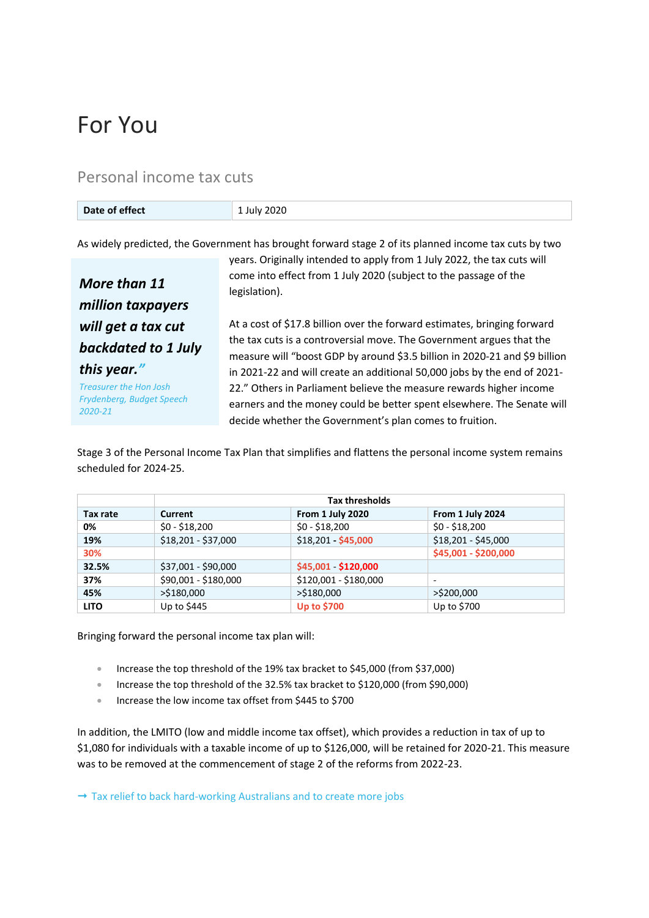# For You

## Personal income tax cuts

| Date of effect | 1 July 2020 |
|---|---|

As widely predicted, the Government has brought forward stage 2 of its planned income tax cuts by two years. Originally intended to apply from 1 July 2022, the tax cuts will come into effect from 1 July 2020 (subject to the passage of the legislation).

> ***More than 11 million taxpayers will get a tax cut backdated to 1 July this year."***
>
> *Treasurer the Hon Josh Frydenberg, Budget Speech 2020-21*

At a cost of $17.8 billion over the forward estimates, bringing forward the tax cuts is a controversial move. The Government argues that the measure will "boost GDP by around $3.5 billion in 2020-21 and $9 billion in 2021-22 and will create an additional 50,000 jobs by the end of 2021-22." Others in Parliament believe the measure rewards higher income earners and the money could be better spent elsewhere. The Senate will decide whether the Government's plan comes to fruition.

Stage 3 of the Personal Income Tax Plan that simplifies and flattens the personal income system remains scheduled for 2024-25.

| | Tax thresholds | | |
|---|---|---|---|
| **Tax rate** | **Current** | **From 1 July 2020** | **From 1 July 2024** |
| **0%** | $0 - $18,200 | $0 - $18,200 | $0 - $18,200 |
| **19%** | $18,201 - $37,000 | $18,201 - **$45,000** | $18,201 - $45,000 |
| **30%** | | | **$45,001 - $200,000** |
| **32.5%** | $37,001 - $90,000 | **$45,001 - $120,000** | |
| **37%** | $90,001 - $180,000 | $120,001 - $180,000 | - |
| **45%** | >$180,000 | >$180,000 | >$200,000 |
| **LITO** | Up to $445 | **Up to $700** | Up to $700 |

Bringing forward the personal income tax plan will:

- Increase the top threshold of the 19% tax bracket to $45,000 (from $37,000)
- Increase the top threshold of the 32.5% tax bracket to $120,000 (from $90,000)
- Increase the low income tax offset from $445 to $700

In addition, the LMITO (low and middle income tax offset), which provides a reduction in tax of up to $1,080 for individuals with a taxable income of up to $126,000, will be retained for 2020-21. This measure was to be removed at the commencement of stage 2 of the reforms from 2022-23.

→ Tax relief to back hard-working Australians and to create more jobs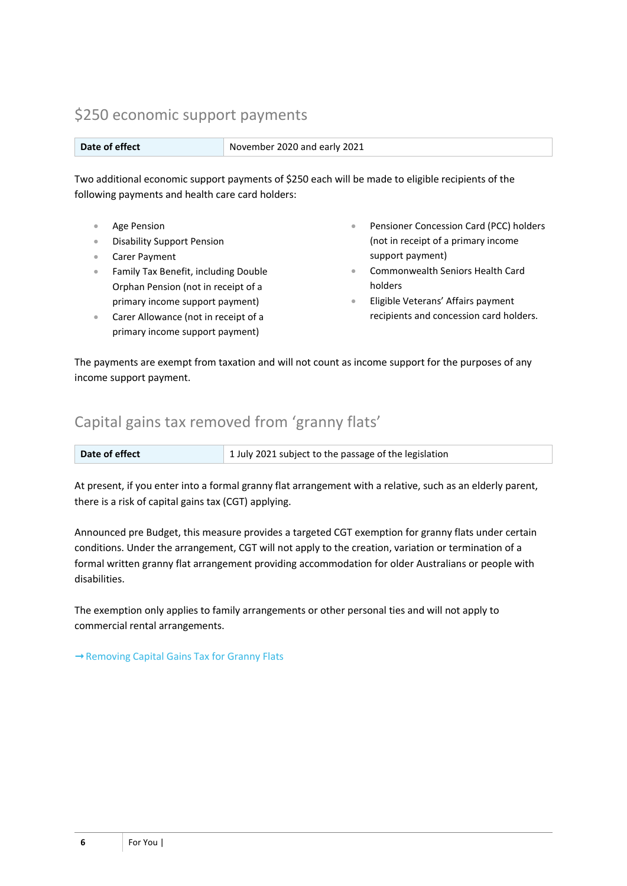## $250 economic support payments

| Date of effect | November 2020 and early 2021 |
| --- | --- |

Two additional economic support payments of $250 each will be made to eligible recipients of the following payments and health care card holders:

- Age Pension
- Disability Support Pension
- Carer Payment
- Family Tax Benefit, including Double Orphan Pension (not in receipt of a primary income support payment)
- Carer Allowance (not in receipt of a primary income support payment)
- Pensioner Concession Card (PCC) holders (not in receipt of a primary income support payment)
- Commonwealth Seniors Health Card holders
- Eligible Veterans' Affairs payment recipients and concession card holders.

The payments are exempt from taxation and will not count as income support for the purposes of any income support payment.

## Capital gains tax removed from 'granny flats'

| Date of effect | 1 July 2021 subject to the passage of the legislation |
| --- | --- |

At present, if you enter into a formal granny flat arrangement with a relative, such as an elderly parent, there is a risk of capital gains tax (CGT) applying.

Announced pre Budget, this measure provides a targeted CGT exemption for granny flats under certain conditions. Under the arrangement, CGT will not apply to the creation, variation or termination of a formal written granny flat arrangement providing accommodation for older Australians or people with disabilities.

The exemption only applies to family arrangements or other personal ties and will not apply to commercial rental arrangements.

→ Removing Capital Gains Tax for Granny Flats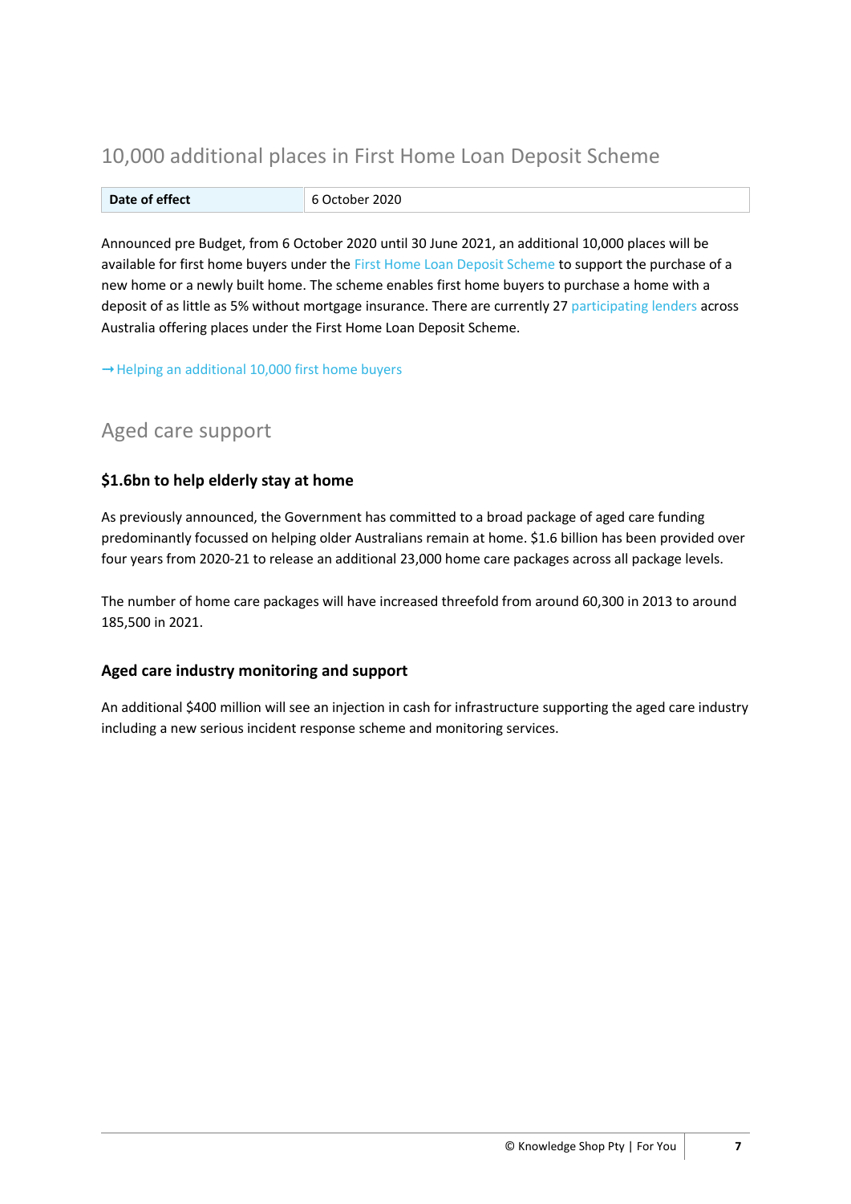## 10,000 additional places in First Home Loan Deposit Scheme

| Date of effect | 6 October 2020 |
| --- | --- |

Announced pre Budget, from 6 October 2020 until 30 June 2021, an additional 10,000 places will be available for first home buyers under the First Home Loan Deposit Scheme to support the purchase of a new home or a newly built home. The scheme enables first home buyers to purchase a home with a deposit of as little as 5% without mortgage insurance. There are currently 27 participating lenders across Australia offering places under the First Home Loan Deposit Scheme.

→ Helping an additional 10,000 first home buyers

## Aged care support

### $1.6bn to help elderly stay at home

As previously announced, the Government has committed to a broad package of aged care funding predominantly focussed on helping older Australians remain at home. $1.6 billion has been provided over four years from 2020-21 to release an additional 23,000 home care packages across all package levels.

The number of home care packages will have increased threefold from around 60,300 in 2013 to around 185,500 in 2021.

### Aged care industry monitoring and support

An additional $400 million will see an injection in cash for infrastructure supporting the aged care industry including a new serious incident response scheme and monitoring services.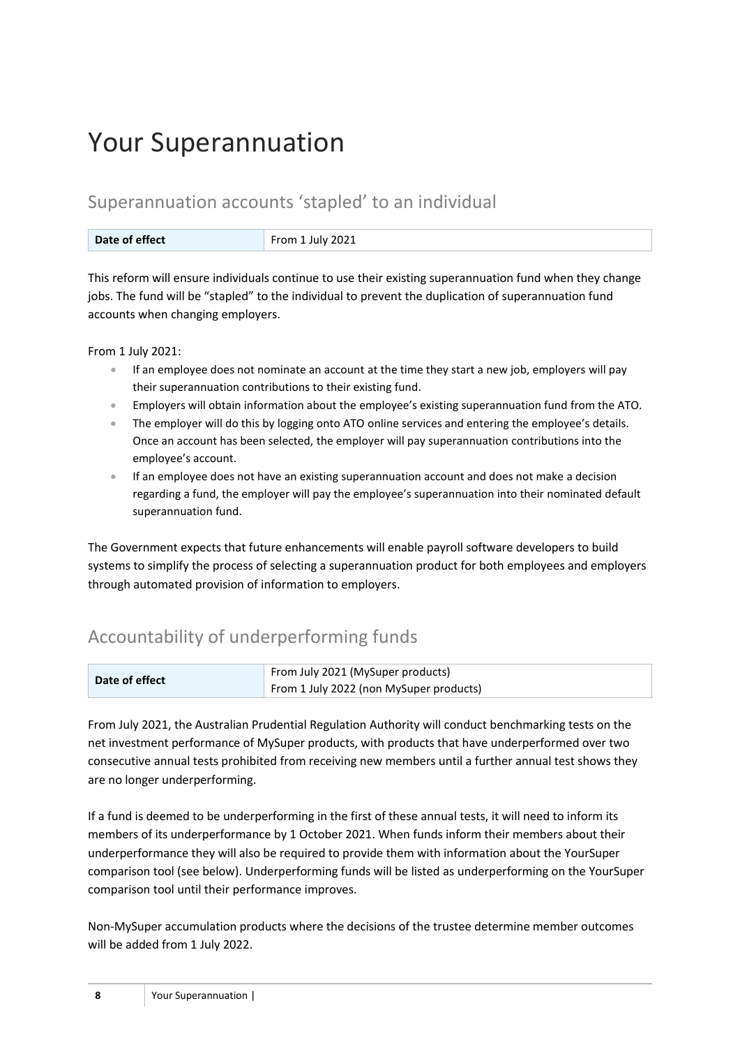# Your Superannuation

## Superannuation accounts 'stapled' to an individual

| **Date of effect** | From 1 July 2021 |
|---|---|

This reform will ensure individuals continue to use their existing superannuation fund when they change jobs. The fund will be "stapled" to the individual to prevent the duplication of superannuation fund accounts when changing employers.

From 1 July 2021:

- If an employee does not nominate an account at the time they start a new job, employers will pay their superannuation contributions to their existing fund.
- Employers will obtain information about the employee's existing superannuation fund from the ATO.
- The employer will do this by logging onto ATO online services and entering the employee's details. Once an account has been selected, the employer will pay superannuation contributions into the employee's account.
- If an employee does not have an existing superannuation account and does not make a decision regarding a fund, the employer will pay the employee's superannuation into their nominated default superannuation fund.

The Government expects that future enhancements will enable payroll software developers to build systems to simplify the process of selecting a superannuation product for both employees and employers through automated provision of information to employers.

## Accountability of underperforming funds

| **Date of effect** | From July 2021 (MySuper products)<br>From 1 July 2022 (non MySuper products) |
|---|---|

From July 2021, the Australian Prudential Regulation Authority will conduct benchmarking tests on the net investment performance of MySuper products, with products that have underperformed over two consecutive annual tests prohibited from receiving new members until a further annual test shows they are no longer underperforming.

If a fund is deemed to be underperforming in the first of these annual tests, it will need to inform its members of its underperformance by 1 October 2021. When funds inform their members about their underperformance they will also be required to provide them with information about the YourSuper comparison tool (see below). Underperforming funds will be listed as underperforming on the YourSuper comparison tool until their performance improves.

Non-MySuper accumulation products where the decisions of the trustee determine member outcomes will be added from 1 July 2022.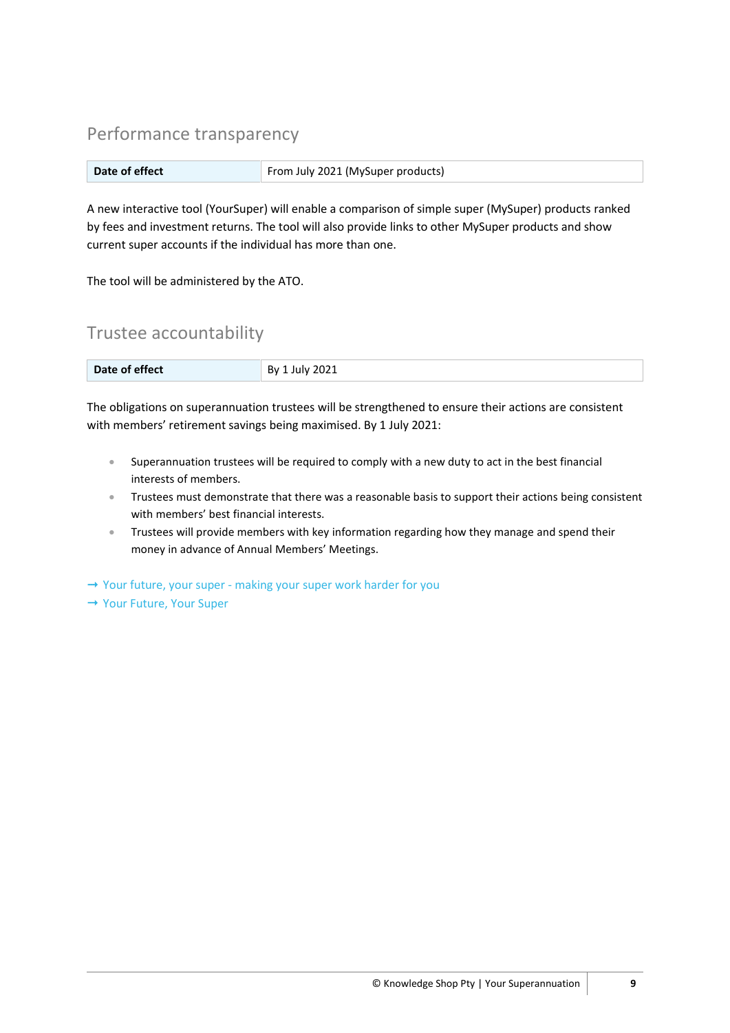## Performance transparency

| Date of effect | From July 2021 (MySuper products) |
|---|---|

A new interactive tool (YourSuper) will enable a comparison of simple super (MySuper) products ranked by fees and investment returns. The tool will also provide links to other MySuper products and show current super accounts if the individual has more than one.

The tool will be administered by the ATO.

## Trustee accountability

| Date of effect | By 1 July 2021 |
|---|---|

The obligations on superannuation trustees will be strengthened to ensure their actions are consistent with members' retirement savings being maximised. By 1 July 2021:

- Superannuation trustees will be required to comply with a new duty to act in the best financial interests of members.
- Trustees must demonstrate that there was a reasonable basis to support their actions being consistent with members' best financial interests.
- Trustees will provide members with key information regarding how they manage and spend their money in advance of Annual Members' Meetings.

→ Your future, your super - making your super work harder for you
→ Your Future, Your Super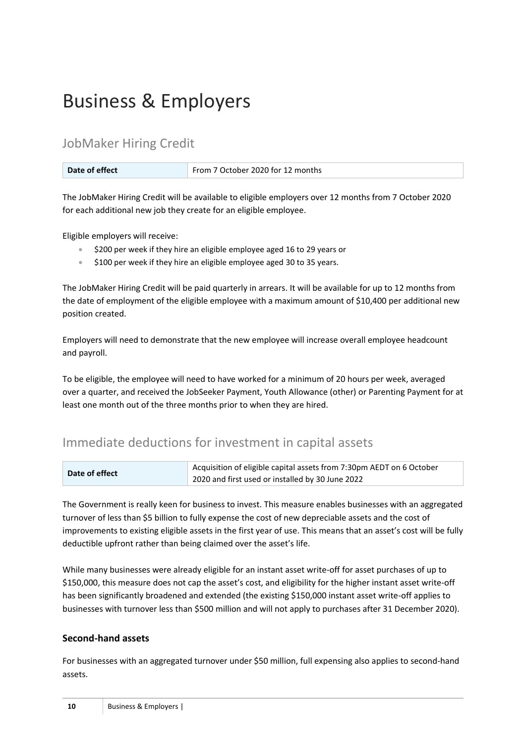# Business & Employers

## JobMaker Hiring Credit

| Date of effect | From 7 October 2020 for 12 months |
| --- | --- |

The JobMaker Hiring Credit will be available to eligible employers over 12 months from 7 October 2020 for each additional new job they create for an eligible employee.

Eligible employers will receive:

- $200 per week if they hire an eligible employee aged 16 to 29 years or
- $100 per week if they hire an eligible employee aged 30 to 35 years.

The JobMaker Hiring Credit will be paid quarterly in arrears. It will be available for up to 12 months from the date of employment of the eligible employee with a maximum amount of $10,400 per additional new position created.

Employers will need to demonstrate that the new employee will increase overall employee headcount and payroll.

To be eligible, the employee will need to have worked for a minimum of 20 hours per week, averaged over a quarter, and received the JobSeeker Payment, Youth Allowance (other) or Parenting Payment for at least one month out of the three months prior to when they are hired.

## Immediate deductions for investment in capital assets

| Date of effect | Acquisition of eligible capital assets from 7:30pm AEDT on 6 October 2020 and first used or installed by 30 June 2022 |
| --- | --- |

The Government is really keen for business to invest. This measure enables businesses with an aggregated turnover of less than $5 billion to fully expense the cost of new depreciable assets and the cost of improvements to existing eligible assets in the first year of use. This means that an asset's cost will be fully deductible upfront rather than being claimed over the asset's life.

While many businesses were already eligible for an instant asset write-off for asset purchases of up to $150,000, this measure does not cap the asset's cost, and eligibility for the higher instant asset write-off has been significantly broadened and extended (the existing $150,000 instant asset write-off applies to businesses with turnover less than $500 million and will not apply to purchases after 31 December 2020).

### Second-hand assets

For businesses with an aggregated turnover under $50 million, full expensing also applies to second-hand assets.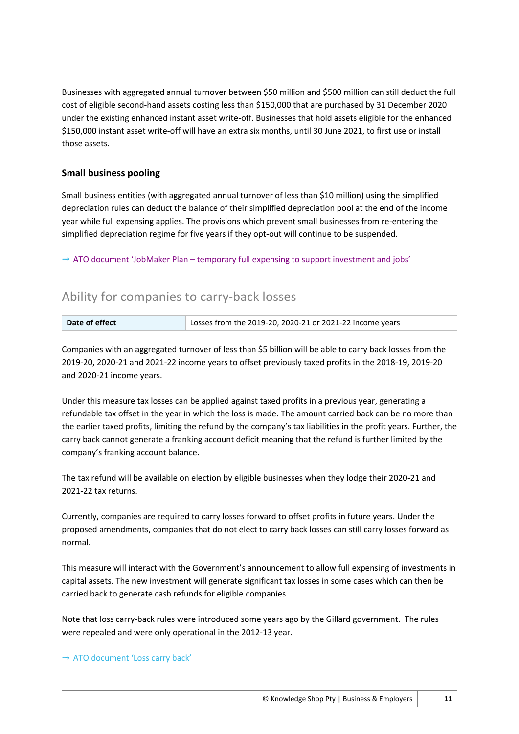Businesses with aggregated annual turnover between $50 million and $500 million can still deduct the full cost of eligible second-hand assets costing less than $150,000 that are purchased by 31 December 2020 under the existing enhanced instant asset write-off. Businesses that hold assets eligible for the enhanced $150,000 instant asset write-off will have an extra six months, until 30 June 2021, to first use or install those assets.

### Small business pooling

Small business entities (with aggregated annual turnover of less than $10 million) using the simplified depreciation rules can deduct the balance of their simplified depreciation pool at the end of the income year while full expensing applies. The provisions which prevent small businesses from re-entering the simplified depreciation regime for five years if they opt-out will continue to be suspended.

→ ATO document 'JobMaker Plan – temporary full expensing to support investment and jobs'

## Ability for companies to carry-back losses

| **Date of effect** | Losses from the 2019-20, 2020-21 or 2021-22 income years |
|---|---|

Companies with an aggregated turnover of less than $5 billion will be able to carry back losses from the 2019-20, 2020-21 and 2021-22 income years to offset previously taxed profits in the 2018-19, 2019-20 and 2020-21 income years.

Under this measure tax losses can be applied against taxed profits in a previous year, generating a refundable tax offset in the year in which the loss is made. The amount carried back can be no more than the earlier taxed profits, limiting the refund by the company's tax liabilities in the profit years. Further, the carry back cannot generate a franking account deficit meaning that the refund is further limited by the company's franking account balance.

The tax refund will be available on election by eligible businesses when they lodge their 2020-21 and 2021-22 tax returns.

Currently, companies are required to carry losses forward to offset profits in future years. Under the proposed amendments, companies that do not elect to carry back losses can still carry losses forward as normal.

This measure will interact with the Government's announcement to allow full expensing of investments in capital assets. The new investment will generate significant tax losses in some cases which can then be carried back to generate cash refunds for eligible companies.

Note that loss carry-back rules were introduced some years ago by the Gillard government. The rules were repealed and were only operational in the 2012-13 year.

→ ATO document 'Loss carry back'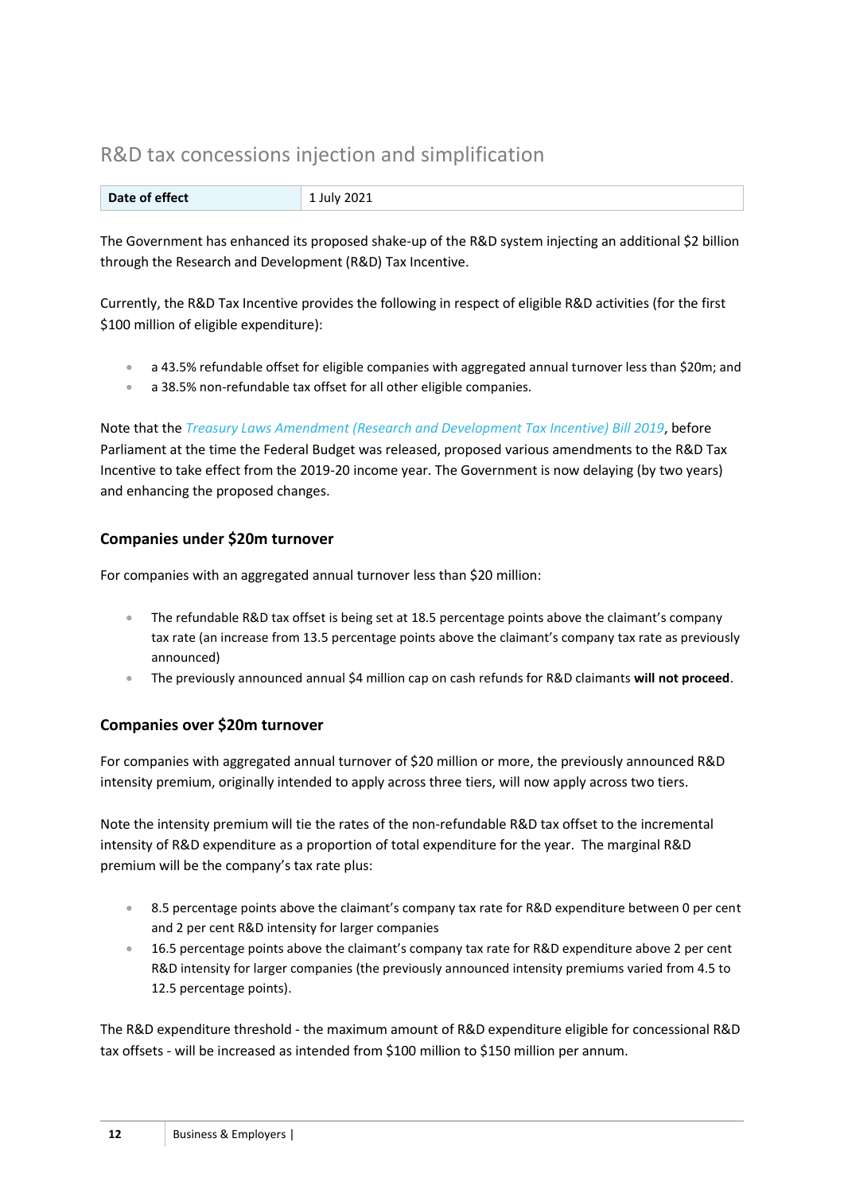## R&D tax concessions injection and simplification

| Date of effect | 1 July 2021 |
| --- | --- |

The Government has enhanced its proposed shake-up of the R&D system injecting an additional $2 billion through the Research and Development (R&D) Tax Incentive.

Currently, the R&D Tax Incentive provides the following in respect of eligible R&D activities (for the first $100 million of eligible expenditure):

- a 43.5% refundable offset for eligible companies with aggregated annual turnover less than $20m; and
- a 38.5% non-refundable tax offset for all other eligible companies.

Note that the *Treasury Laws Amendment (Research and Development Tax Incentive) Bill 2019*, before Parliament at the time the Federal Budget was released, proposed various amendments to the R&D Tax Incentive to take effect from the 2019-20 income year. The Government is now delaying (by two years) and enhancing the proposed changes.

### Companies under $20m turnover

For companies with an aggregated annual turnover less than $20 million:

- The refundable R&D tax offset is being set at 18.5 percentage points above the claimant's company tax rate (an increase from 13.5 percentage points above the claimant's company tax rate as previously announced)
- The previously announced annual $4 million cap on cash refunds for R&D claimants **will not proceed**.

### Companies over $20m turnover

For companies with aggregated annual turnover of $20 million or more, the previously announced R&D intensity premium, originally intended to apply across three tiers, will now apply across two tiers.

Note the intensity premium will tie the rates of the non-refundable R&D tax offset to the incremental intensity of R&D expenditure as a proportion of total expenditure for the year. The marginal R&D premium will be the company's tax rate plus:

- 8.5 percentage points above the claimant's company tax rate for R&D expenditure between 0 per cent and 2 per cent R&D intensity for larger companies
- 16.5 percentage points above the claimant's company tax rate for R&D expenditure above 2 per cent R&D intensity for larger companies (the previously announced intensity premiums varied from 4.5 to 12.5 percentage points).

The R&D expenditure threshold - the maximum amount of R&D expenditure eligible for concessional R&D tax offsets - will be increased as intended from $100 million to $150 million per annum.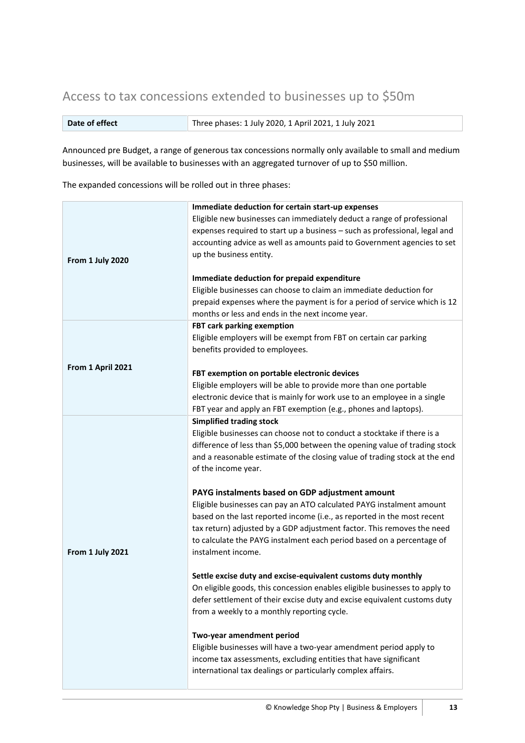## Access to tax concessions extended to businesses up to $50m

| Date of effect | Three phases: 1 July 2020, 1 April 2021, 1 July 2021 |
|---|---|

Announced pre Budget, a range of generous tax concessions normally only available to small and medium businesses, will be available to businesses with an aggregated turnover of up to $50 million.

The expanded concessions will be rolled out in three phases:

| | |
|---|---|
| **From 1 July 2020** | **Immediate deduction for certain start-up expenses**<br>Eligible new businesses can immediately deduct a range of professional expenses required to start up a business – such as professional, legal and accounting advice as well as amounts paid to Government agencies to set up the business entity.<br><br>**Immediate deduction for prepaid expenditure**<br>Eligible businesses can choose to claim an immediate deduction for prepaid expenses where the payment is for a period of service which is 12 months or less and ends in the next income year. |
| **From 1 April 2021** | **FBT cark parking exemption**<br>Eligible employers will be exempt from FBT on certain car parking benefits provided to employees.<br><br>**FBT exemption on portable electronic devices**<br>Eligible employers will be able to provide more than one portable electronic device that is mainly for work use to an employee in a single FBT year and apply an FBT exemption (e.g., phones and laptops). |
| **From 1 July 2021** | **Simplified trading stock**<br>Eligible businesses can choose not to conduct a stocktake if there is a difference of less than $5,000 between the opening value of trading stock and a reasonable estimate of the closing value of trading stock at the end of the income year.<br><br>**PAYG instalments based on GDP adjustment amount**<br>Eligible businesses can pay an ATO calculated PAYG instalment amount based on the last reported income (i.e., as reported in the most recent tax return) adjusted by a GDP adjustment factor. This removes the need to calculate the PAYG instalment each period based on a percentage of instalment income.<br><br>**Settle excise duty and excise-equivalent customs duty monthly**<br>On eligible goods, this concession enables eligible businesses to apply to defer settlement of their excise duty and excise equivalent customs duty from a weekly to a monthly reporting cycle.<br><br>**Two-year amendment period**<br>Eligible businesses will have a two-year amendment period apply to income tax assessments, excluding entities that have significant international tax dealings or particularly complex affairs. |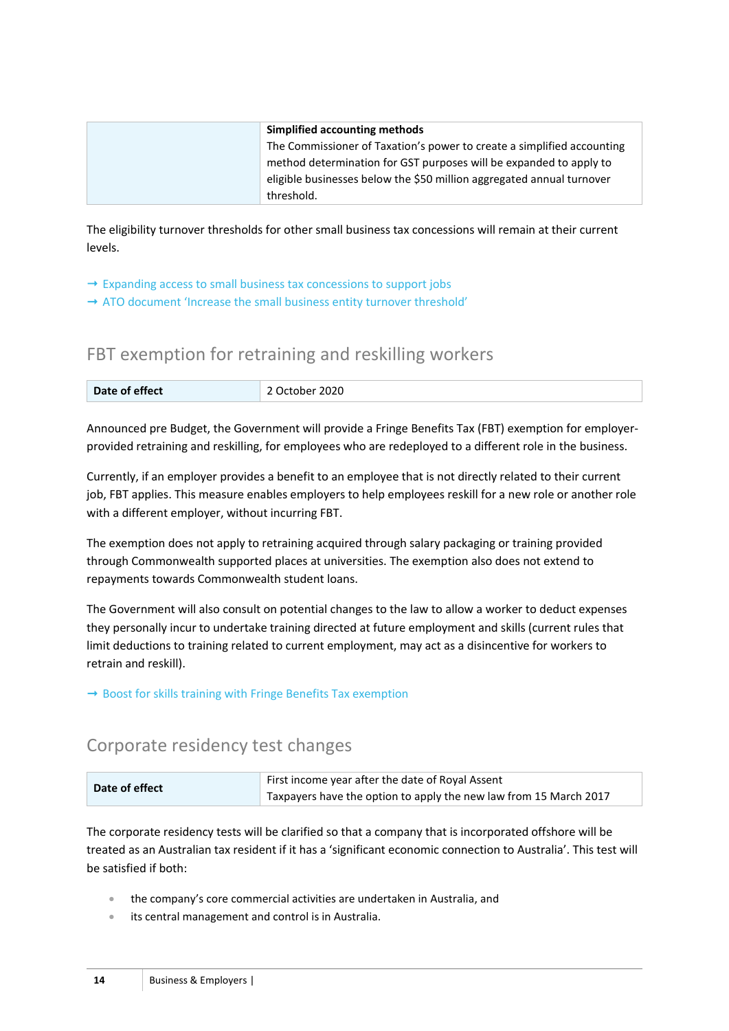| | **Simplified accounting methods**<br>The Commissioner of Taxation's power to create a simplified accounting method determination for GST purposes will be expanded to apply to eligible businesses below the $50 million aggregated annual turnover threshold. |
|---|---|

The eligibility turnover thresholds for other small business tax concessions will remain at their current levels.

→ Expanding access to small business tax concessions to support jobs
→ ATO document 'Increase the small business entity turnover threshold'

## FBT exemption for retraining and reskilling workers

| **Date of effect** | 2 October 2020 |
|---|---|

Announced pre Budget, the Government will provide a Fringe Benefits Tax (FBT) exemption for employer-provided retraining and reskilling, for employees who are redeployed to a different role in the business.

Currently, if an employer provides a benefit to an employee that is not directly related to their current job, FBT applies. This measure enables employers to help employees reskill for a new role or another role with a different employer, without incurring FBT.

The exemption does not apply to retraining acquired through salary packaging or training provided through Commonwealth supported places at universities. The exemption also does not extend to repayments towards Commonwealth student loans.

The Government will also consult on potential changes to the law to allow a worker to deduct expenses they personally incur to undertake training directed at future employment and skills (current rules that limit deductions to training related to current employment, may act as a disincentive for workers to retrain and reskill).

→ Boost for skills training with Fringe Benefits Tax exemption

## Corporate residency test changes

| **Date of effect** | First income year after the date of Royal Assent<br>Taxpayers have the option to apply the new law from 15 March 2017 |
|---|---|

The corporate residency tests will be clarified so that a company that is incorporated offshore will be treated as an Australian tax resident if it has a 'significant economic connection to Australia'. This test will be satisfied if both:

- the company's core commercial activities are undertaken in Australia, and
- its central management and control is in Australia.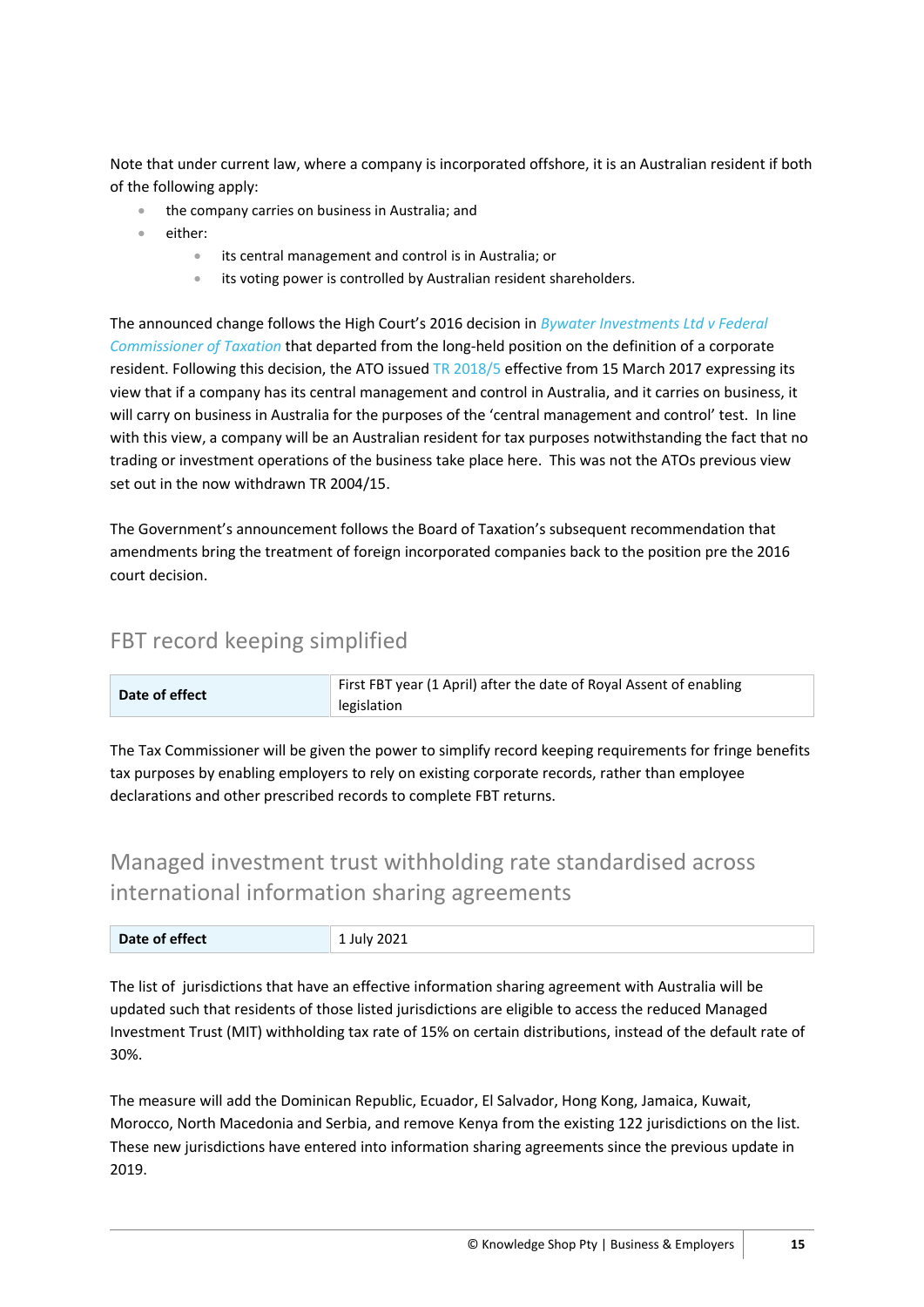Note that under current law, where a company is incorporated offshore, it is an Australian resident if both of the following apply:

- the company carries on business in Australia; and
- either:
    - its central management and control is in Australia; or
    - its voting power is controlled by Australian resident shareholders.

The announced change follows the High Court's 2016 decision in *Bywater Investments Ltd v Federal Commissioner of Taxation* that departed from the long-held position on the definition of a corporate resident. Following this decision, the ATO issued TR 2018/5 effective from 15 March 2017 expressing its view that if a company has its central management and control in Australia, and it carries on business, it will carry on business in Australia for the purposes of the 'central management and control' test. In line with this view, a company will be an Australian resident for tax purposes notwithstanding the fact that no trading or investment operations of the business take place here. This was not the ATOs previous view set out in the now withdrawn TR 2004/15.

The Government's announcement follows the Board of Taxation's subsequent recommendation that amendments bring the treatment of foreign incorporated companies back to the position pre the 2016 court decision.

## FBT record keeping simplified

| **Date of effect** | First FBT year (1 April) after the date of Royal Assent of enabling legislation |
|---|---|

The Tax Commissioner will be given the power to simplify record keeping requirements for fringe benefits tax purposes by enabling employers to rely on existing corporate records, rather than employee declarations and other prescribed records to complete FBT returns.

## Managed investment trust withholding rate standardised across international information sharing agreements

| **Date of effect** | 1 July 2021 |
|---|---|

The list of jurisdictions that have an effective information sharing agreement with Australia will be updated such that residents of those listed jurisdictions are eligible to access the reduced Managed Investment Trust (MIT) withholding tax rate of 15% on certain distributions, instead of the default rate of 30%.

The measure will add the Dominican Republic, Ecuador, El Salvador, Hong Kong, Jamaica, Kuwait, Morocco, North Macedonia and Serbia, and remove Kenya from the existing 122 jurisdictions on the list. These new jurisdictions have entered into information sharing agreements since the previous update in 2019.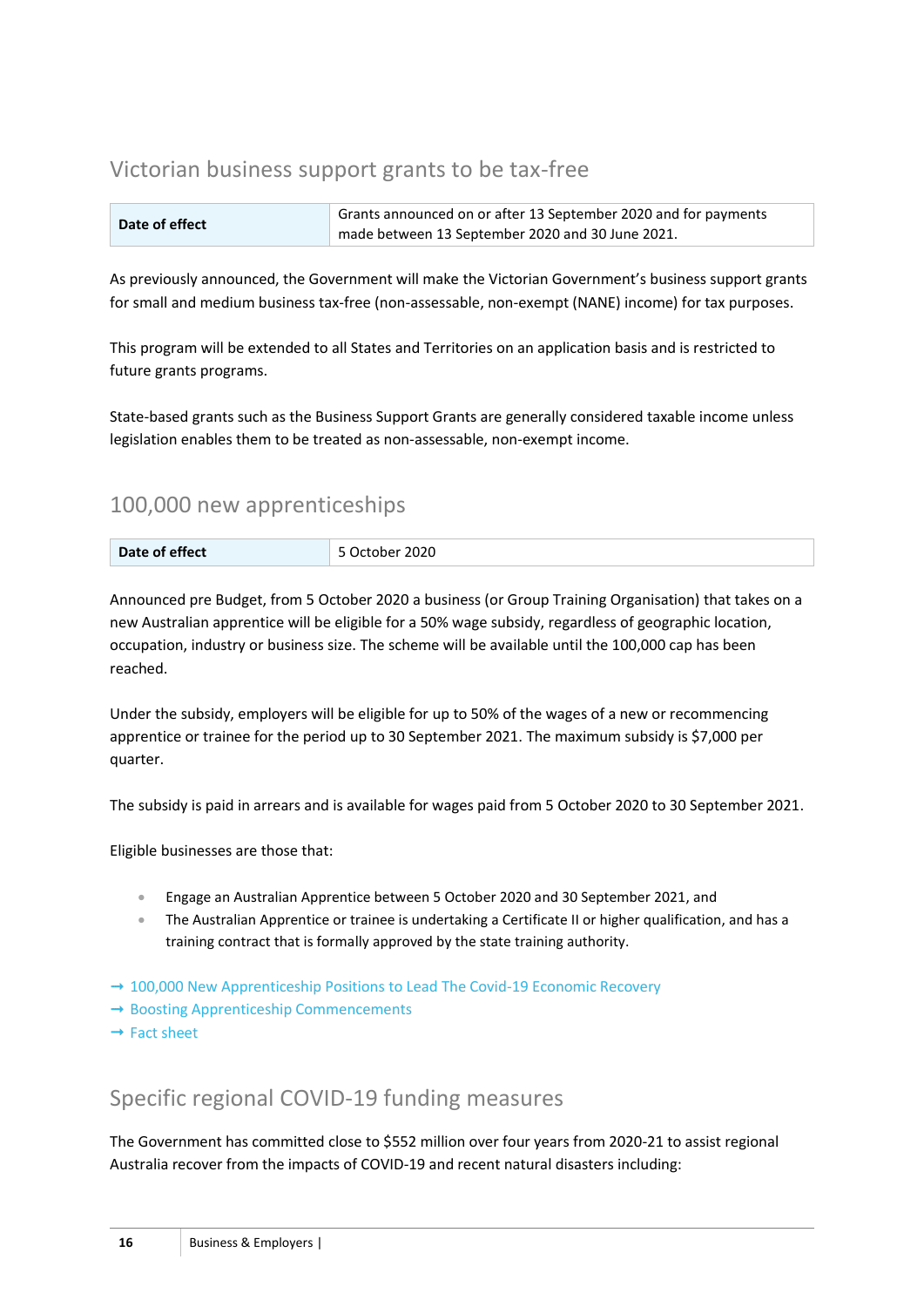## Victorian business support grants to be tax-free

| Date of effect | Grants announced on or after 13 September 2020 and for payments made between 13 September 2020 and 30 June 2021. |
|---|---|

As previously announced, the Government will make the Victorian Government's business support grants for small and medium business tax-free (non-assessable, non-exempt (NANE) income) for tax purposes.

This program will be extended to all States and Territories on an application basis and is restricted to future grants programs.

State-based grants such as the Business Support Grants are generally considered taxable income unless legislation enables them to be treated as non-assessable, non-exempt income.

## 100,000 new apprenticeships

| Date of effect | 5 October 2020 |
|---|---|

Announced pre Budget, from 5 October 2020 a business (or Group Training Organisation) that takes on a new Australian apprentice will be eligible for a 50% wage subsidy, regardless of geographic location, occupation, industry or business size. The scheme will be available until the 100,000 cap has been reached.

Under the subsidy, employers will be eligible for up to 50% of the wages of a new or recommencing apprentice or trainee for the period up to 30 September 2021. The maximum subsidy is $7,000 per quarter.

The subsidy is paid in arrears and is available for wages paid from 5 October 2020 to 30 September 2021.

Eligible businesses are those that:

- Engage an Australian Apprentice between 5 October 2020 and 30 September 2021, and
- The Australian Apprentice or trainee is undertaking a Certificate II or higher qualification, and has a training contract that is formally approved by the state training authority.

→ 100,000 New Apprenticeship Positions to Lead The Covid-19 Economic Recovery
→ Boosting Apprenticeship Commencements
→ Fact sheet

## Specific regional COVID-19 funding measures

The Government has committed close to $552 million over four years from 2020-21 to assist regional Australia recover from the impacts of COVID-19 and recent natural disasters including: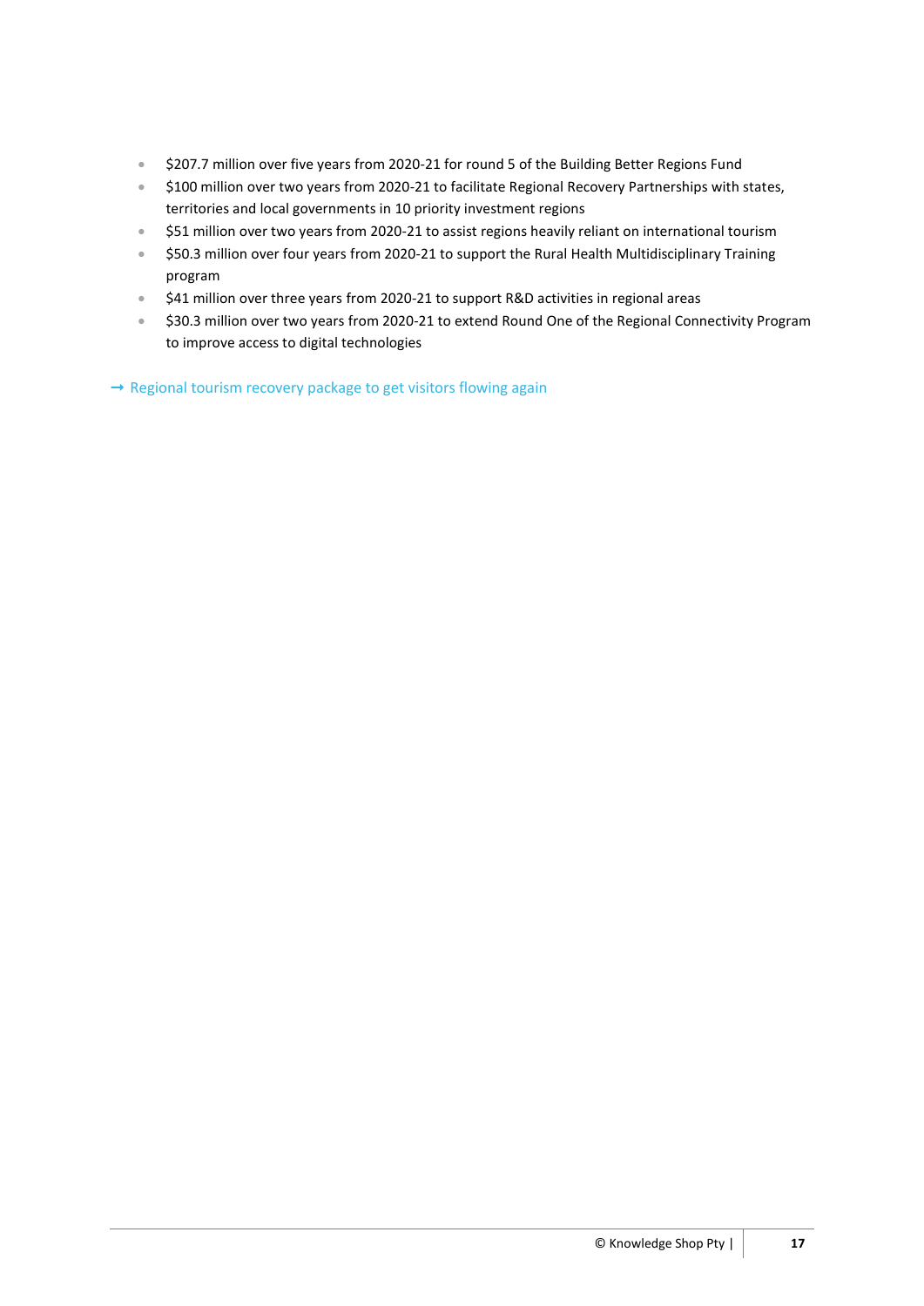- $207.7 million over five years from 2020-21 for round 5 of the Building Better Regions Fund
- $100 million over two years from 2020-21 to facilitate Regional Recovery Partnerships with states, territories and local governments in 10 priority investment regions
- $51 million over two years from 2020-21 to assist regions heavily reliant on international tourism
- $50.3 million over four years from 2020-21 to support the Rural Health Multidisciplinary Training program
- $41 million over three years from 2020-21 to support R&D activities in regional areas
- $30.3 million over two years from 2020-21 to extend Round One of the Regional Connectivity Program to improve access to digital technologies

→ Regional tourism recovery package to get visitors flowing again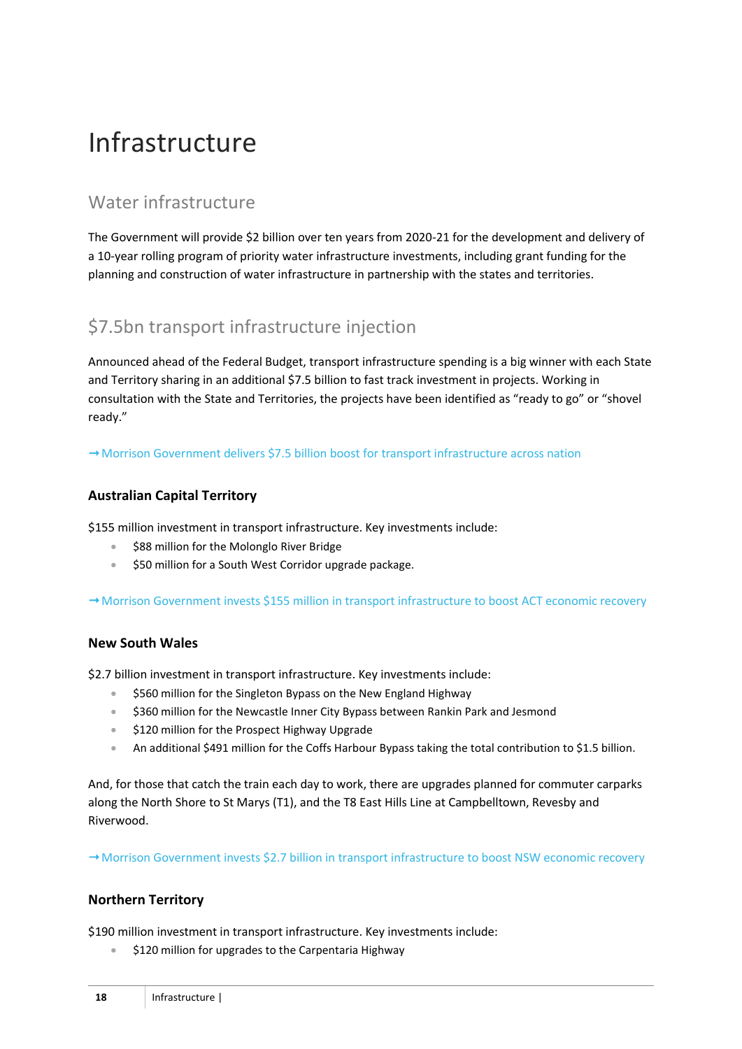# Infrastructure

## Water infrastructure

The Government will provide $2 billion over ten years from 2020-21 for the development and delivery of a 10-year rolling program of priority water infrastructure investments, including grant funding for the planning and construction of water infrastructure in partnership with the states and territories.

## $7.5bn transport infrastructure injection

Announced ahead of the Federal Budget, transport infrastructure spending is a big winner with each State and Territory sharing in an additional $7.5 billion to fast track investment in projects. Working in consultation with the State and Territories, the projects have been identified as "ready to go" or "shovel ready."

→ Morrison Government delivers $7.5 billion boost for transport infrastructure across nation

### Australian Capital Territory

$155 million investment in transport infrastructure. Key investments include:

- $88 million for the Molonglo River Bridge
- $50 million for a South West Corridor upgrade package.

→ Morrison Government invests $155 million in transport infrastructure to boost ACT economic recovery

### New South Wales

$2.7 billion investment in transport infrastructure. Key investments include:

- $560 million for the Singleton Bypass on the New England Highway
- $360 million for the Newcastle Inner City Bypass between Rankin Park and Jesmond
- $120 million for the Prospect Highway Upgrade
- An additional $491 million for the Coffs Harbour Bypass taking the total contribution to $1.5 billion.

And, for those that catch the train each day to work, there are upgrades planned for commuter carparks along the North Shore to St Marys (T1), and the T8 East Hills Line at Campbelltown, Revesby and Riverwood.

→ Morrison Government invests $2.7 billion in transport infrastructure to boost NSW economic recovery

### Northern Territory

$190 million investment in transport infrastructure. Key investments include:

- $120 million for upgrades to the Carpentaria Highway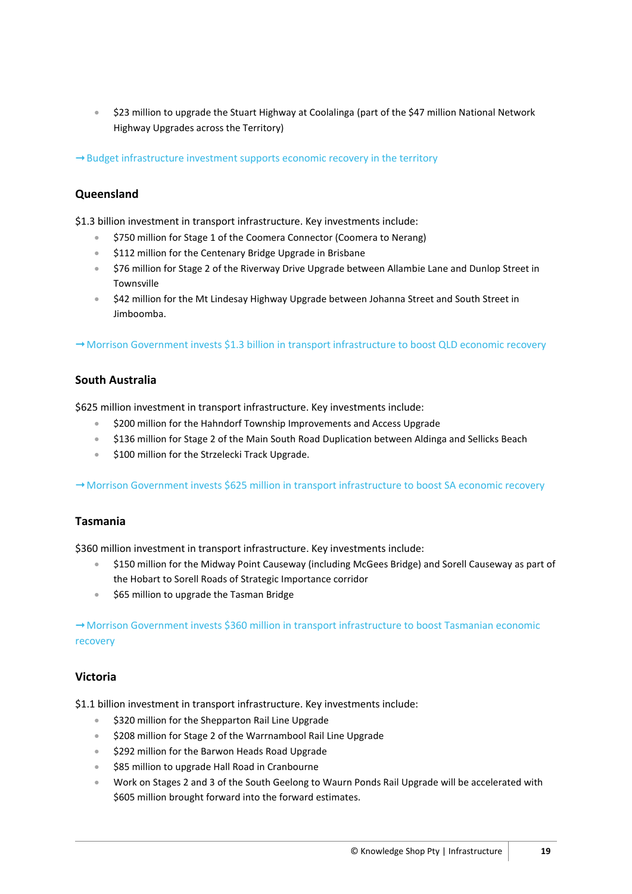- $23 million to upgrade the Stuart Highway at Coolalinga (part of the $47 million National Network Highway Upgrades across the Territory)

→ Budget infrastructure investment supports economic recovery in the territory

## Queensland

$1.3 billion investment in transport infrastructure. Key investments include:

- $750 million for Stage 1 of the Coomera Connector (Coomera to Nerang)
- $112 million for the Centenary Bridge Upgrade in Brisbane
- $76 million for Stage 2 of the Riverway Drive Upgrade between Allambie Lane and Dunlop Street in Townsville
- $42 million for the Mt Lindesay Highway Upgrade between Johanna Street and South Street in Jimboomba.

→ Morrison Government invests $1.3 billion in transport infrastructure to boost QLD economic recovery

## South Australia

$625 million investment in transport infrastructure. Key investments include:

- $200 million for the Hahndorf Township Improvements and Access Upgrade
- $136 million for Stage 2 of the Main South Road Duplication between Aldinga and Sellicks Beach
- $100 million for the Strzelecki Track Upgrade.

→ Morrison Government invests $625 million in transport infrastructure to boost SA economic recovery

## Tasmania

$360 million investment in transport infrastructure. Key investments include:

- $150 million for the Midway Point Causeway (including McGees Bridge) and Sorell Causeway as part of the Hobart to Sorell Roads of Strategic Importance corridor
- $65 million to upgrade the Tasman Bridge

→ Morrison Government invests $360 million in transport infrastructure to boost Tasmanian economic recovery

## Victoria

$1.1 billion investment in transport infrastructure. Key investments include:

- $320 million for the Shepparton Rail Line Upgrade
- $208 million for Stage 2 of the Warrnambool Rail Line Upgrade
- $292 million for the Barwon Heads Road Upgrade
- $85 million to upgrade Hall Road in Cranbourne
- Work on Stages 2 and 3 of the South Geelong to Waurn Ponds Rail Upgrade will be accelerated with $605 million brought forward into the forward estimates.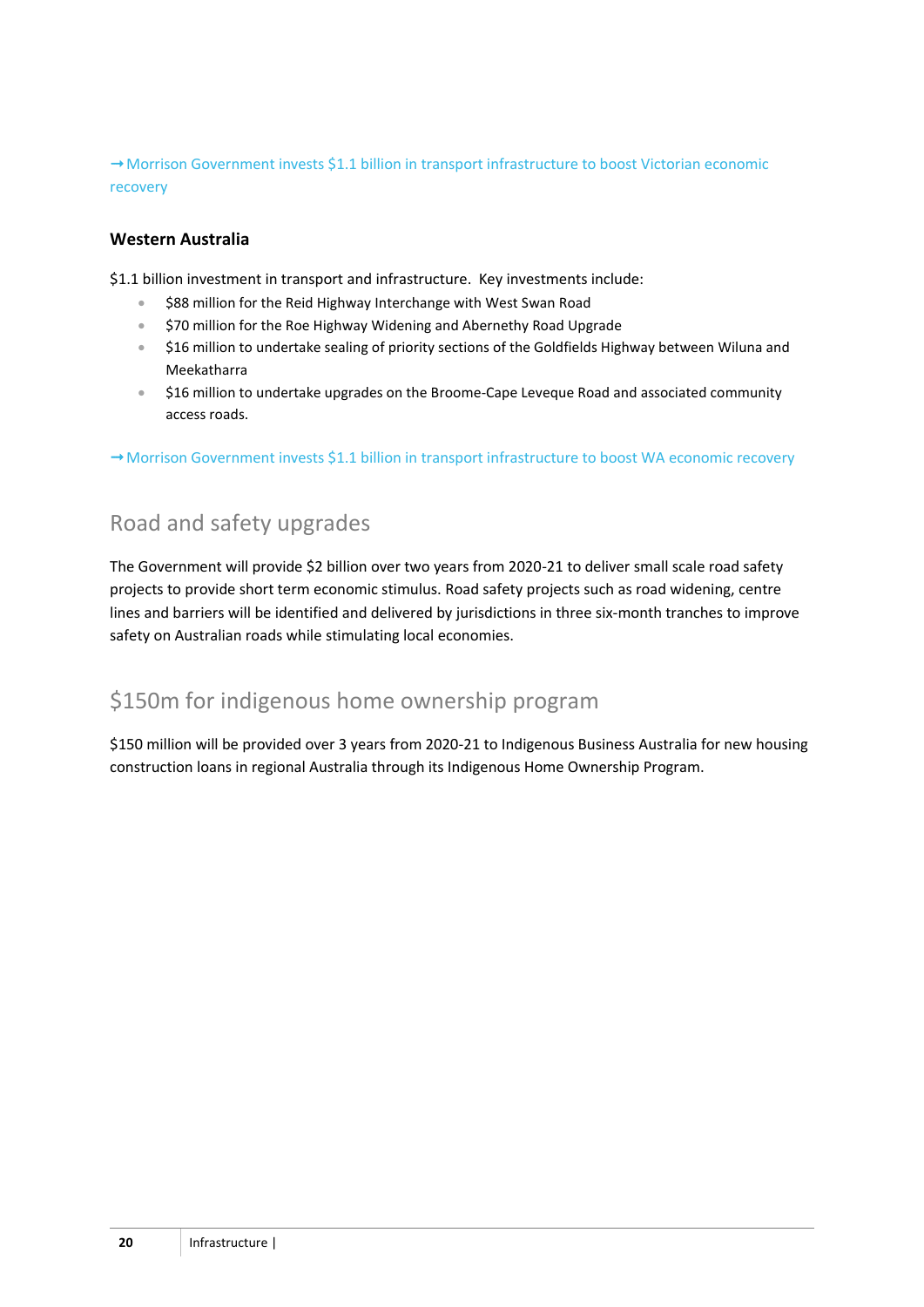→ Morrison Government invests $1.1 billion in transport infrastructure to boost Victorian economic recovery

### Western Australia

$1.1 billion investment in transport and infrastructure. Key investments include:

- $88 million for the Reid Highway Interchange with West Swan Road
- $70 million for the Roe Highway Widening and Abernethy Road Upgrade
- $16 million to undertake sealing of priority sections of the Goldfields Highway between Wiluna and Meekatharra
- $16 million to undertake upgrades on the Broome-Cape Leveque Road and associated community access roads.

→ Morrison Government invests $1.1 billion in transport infrastructure to boost WA economic recovery

## Road and safety upgrades

The Government will provide $2 billion over two years from 2020-21 to deliver small scale road safety projects to provide short term economic stimulus. Road safety projects such as road widening, centre lines and barriers will be identified and delivered by jurisdictions in three six-month tranches to improve safety on Australian roads while stimulating local economies.

## $150m for indigenous home ownership program

$150 million will be provided over 3 years from 2020-21 to Indigenous Business Australia for new housing construction loans in regional Australia through its Indigenous Home Ownership Program.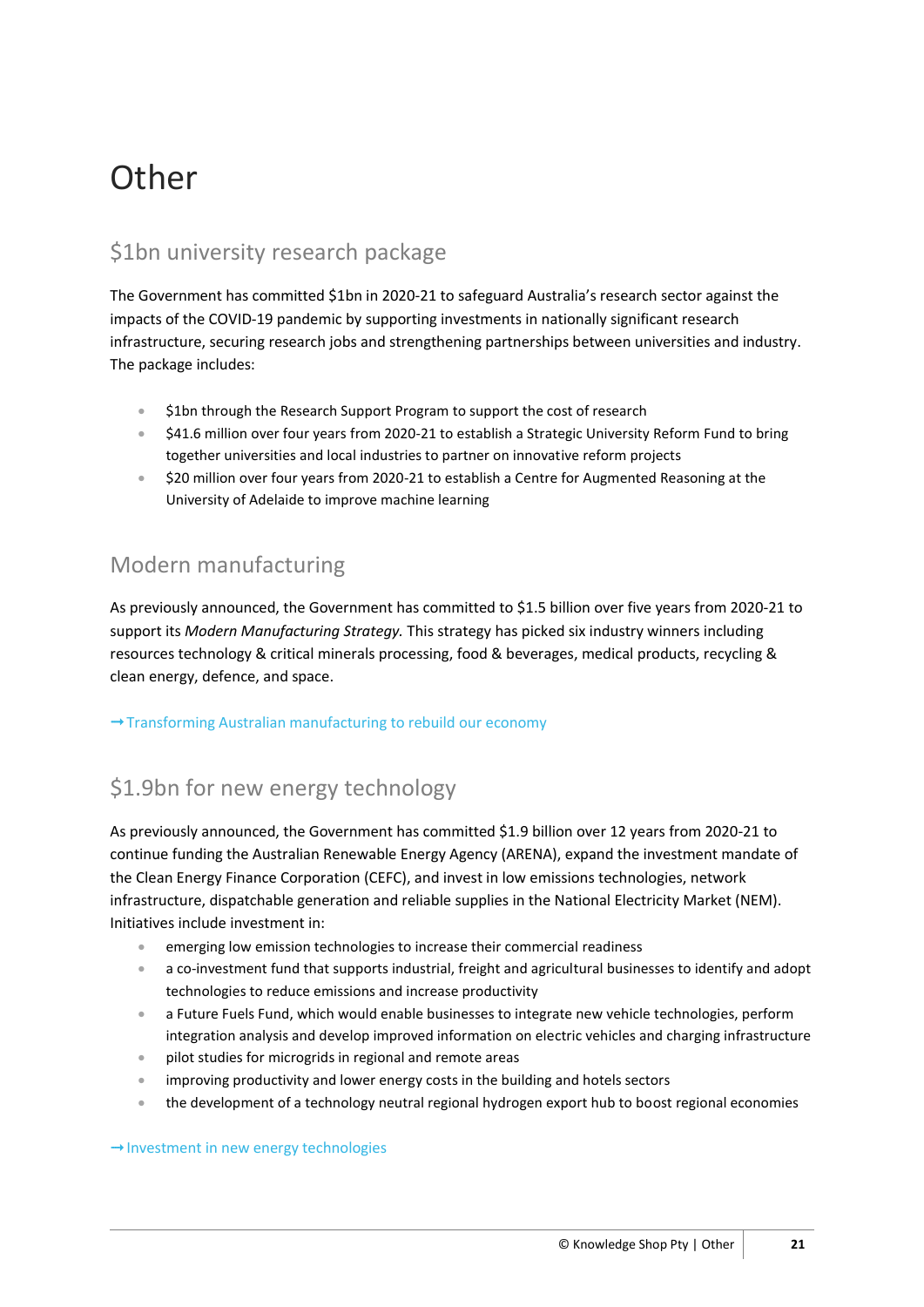# Other

## $1bn university research package

The Government has committed $1bn in 2020-21 to safeguard Australia's research sector against the impacts of the COVID-19 pandemic by supporting investments in nationally significant research infrastructure, securing research jobs and strengthening partnerships between universities and industry. The package includes:

- $1bn through the Research Support Program to support the cost of research
- $41.6 million over four years from 2020-21 to establish a Strategic University Reform Fund to bring together universities and local industries to partner on innovative reform projects
- $20 million over four years from 2020-21 to establish a Centre for Augmented Reasoning at the University of Adelaide to improve machine learning

## Modern manufacturing

As previously announced, the Government has committed to $1.5 billion over five years from 2020-21 to support its *Modern Manufacturing Strategy.* This strategy has picked six industry winners including resources technology & critical minerals processing, food & beverages, medical products, recycling & clean energy, defence, and space.

→ Transforming Australian manufacturing to rebuild our economy

## $1.9bn for new energy technology

As previously announced, the Government has committed $1.9 billion over 12 years from 2020-21 to continue funding the Australian Renewable Energy Agency (ARENA), expand the investment mandate of the Clean Energy Finance Corporation (CEFC), and invest in low emissions technologies, network infrastructure, dispatchable generation and reliable supplies in the National Electricity Market (NEM). Initiatives include investment in:

- emerging low emission technologies to increase their commercial readiness
- a co-investment fund that supports industrial, freight and agricultural businesses to identify and adopt technologies to reduce emissions and increase productivity
- a Future Fuels Fund, which would enable businesses to integrate new vehicle technologies, perform integration analysis and develop improved information on electric vehicles and charging infrastructure
- pilot studies for microgrids in regional and remote areas
- improving productivity and lower energy costs in the building and hotels sectors
- the development of a technology neutral regional hydrogen export hub to boost regional economies

→ Investment in new energy technologies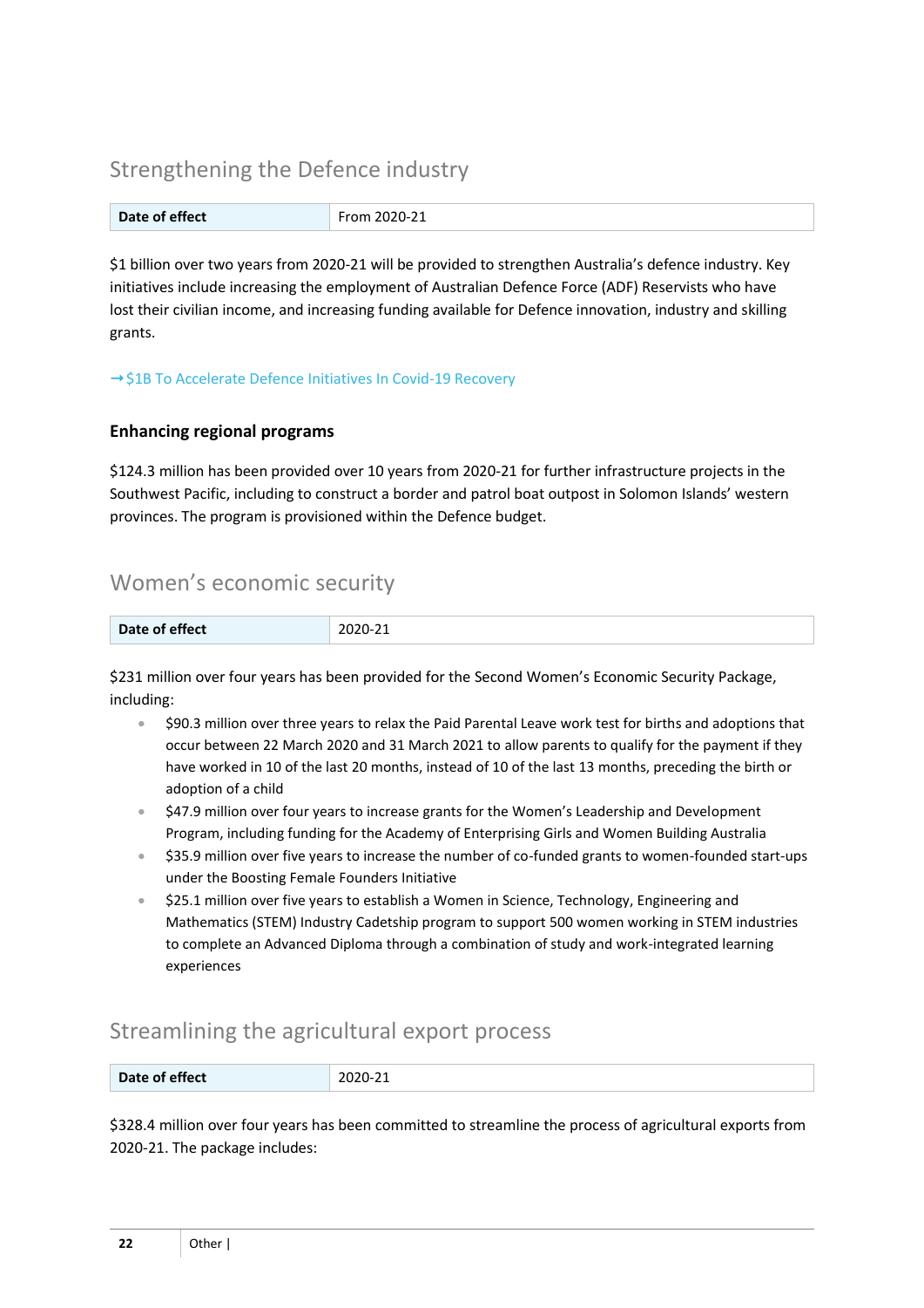## Strengthening the Defence industry

| Date of effect | From 2020-21 |
|---|---|

$1 billion over two years from 2020-21 will be provided to strengthen Australia's defence industry. Key initiatives include increasing the employment of Australian Defence Force (ADF) Reservists who have lost their civilian income, and increasing funding available for Defence innovation, industry and skilling grants.

→ $1B To Accelerate Defence Initiatives In Covid-19 Recovery

### Enhancing regional programs

$124.3 million has been provided over 10 years from 2020-21 for further infrastructure projects in the Southwest Pacific, including to construct a border and patrol boat outpost in Solomon Islands' western provinces. The program is provisioned within the Defence budget.

## Women's economic security

| Date of effect | 2020-21 |
|---|---|

$231 million over four years has been provided for the Second Women's Economic Security Package, including:

- $90.3 million over three years to relax the Paid Parental Leave work test for births and adoptions that occur between 22 March 2020 and 31 March 2021 to allow parents to qualify for the payment if they have worked in 10 of the last 20 months, instead of 10 of the last 13 months, preceding the birth or adoption of a child
- $47.9 million over four years to increase grants for the Women's Leadership and Development Program, including funding for the Academy of Enterprising Girls and Women Building Australia
- $35.9 million over five years to increase the number of co-funded grants to women-founded start-ups under the Boosting Female Founders Initiative
- $25.1 million over five years to establish a Women in Science, Technology, Engineering and Mathematics (STEM) Industry Cadetship program to support 500 women working in STEM industries to complete an Advanced Diploma through a combination of study and work-integrated learning experiences

## Streamlining the agricultural export process

| Date of effect | 2020-21 |
|---|---|

$328.4 million over four years has been committed to streamline the process of agricultural exports from 2020-21. The package includes: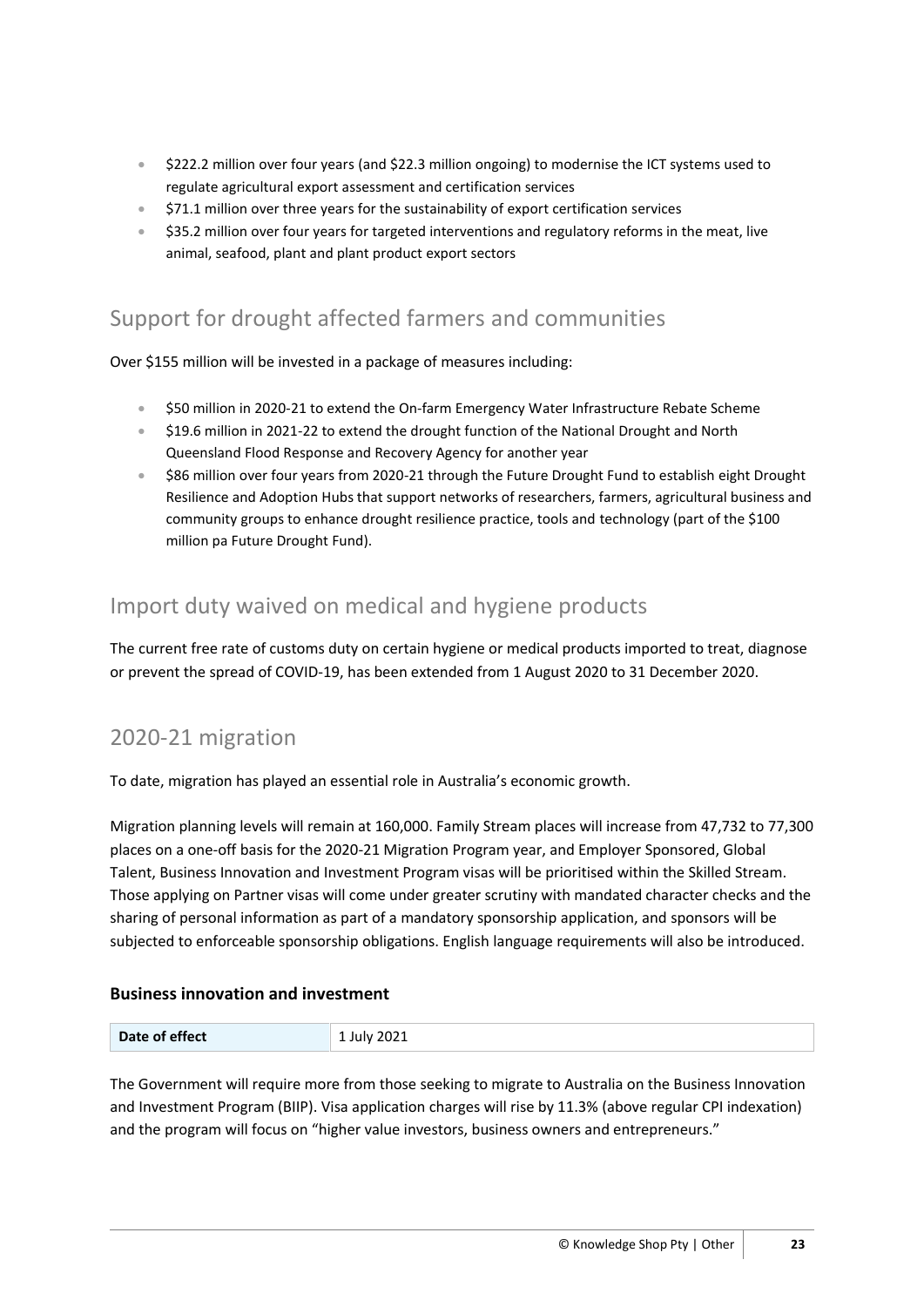- $222.2 million over four years (and $22.3 million ongoing) to modernise the ICT systems used to regulate agricultural export assessment and certification services
- $71.1 million over three years for the sustainability of export certification services
- $35.2 million over four years for targeted interventions and regulatory reforms in the meat, live animal, seafood, plant and plant product export sectors

## Support for drought affected farmers and communities

Over $155 million will be invested in a package of measures including:

- $50 million in 2020-21 to extend the On-farm Emergency Water Infrastructure Rebate Scheme
- $19.6 million in 2021-22 to extend the drought function of the National Drought and North Queensland Flood Response and Recovery Agency for another year
- $86 million over four years from 2020-21 through the Future Drought Fund to establish eight Drought Resilience and Adoption Hubs that support networks of researchers, farmers, agricultural business and community groups to enhance drought resilience practice, tools and technology (part of the $100 million pa Future Drought Fund).

## Import duty waived on medical and hygiene products

The current free rate of customs duty on certain hygiene or medical products imported to treat, diagnose or prevent the spread of COVID-19, has been extended from 1 August 2020 to 31 December 2020.

## 2020-21 migration

To date, migration has played an essential role in Australia's economic growth.

Migration planning levels will remain at 160,000. Family Stream places will increase from 47,732 to 77,300 places on a one-off basis for the 2020-21 Migration Program year, and Employer Sponsored, Global Talent, Business Innovation and Investment Program visas will be prioritised within the Skilled Stream. Those applying on Partner visas will come under greater scrutiny with mandated character checks and the sharing of personal information as part of a mandatory sponsorship application, and sponsors will be subjected to enforceable sponsorship obligations. English language requirements will also be introduced.

### Business innovation and investment

| Date of effect | 1 July 2021 |
| --- | --- |

The Government will require more from those seeking to migrate to Australia on the Business Innovation and Investment Program (BIIP). Visa application charges will rise by 11.3% (above regular CPI indexation) and the program will focus on "higher value investors, business owners and entrepreneurs."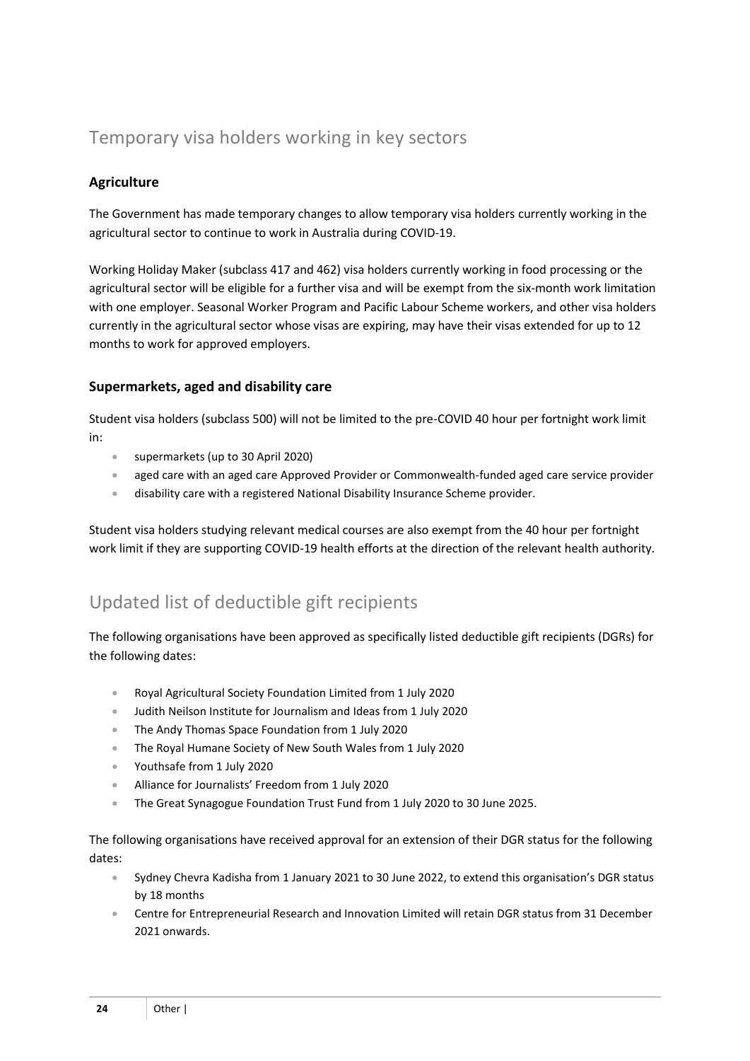## Temporary visa holders working in key sectors

### Agriculture

The Government has made temporary changes to allow temporary visa holders currently working in the agricultural sector to continue to work in Australia during COVID-19.

Working Holiday Maker (subclass 417 and 462) visa holders currently working in food processing or the agricultural sector will be eligible for a further visa and will be exempt from the six-month work limitation with one employer. Seasonal Worker Program and Pacific Labour Scheme workers, and other visa holders currently in the agricultural sector whose visas are expiring, may have their visas extended for up to 12 months to work for approved employers.

### Supermarkets, aged and disability care

Student visa holders (subclass 500) will not be limited to the pre-COVID 40 hour per fortnight work limit in:

- supermarkets (up to 30 April 2020)
- aged care with an aged care Approved Provider or Commonwealth-funded aged care service provider
- disability care with a registered National Disability Insurance Scheme provider.

Student visa holders studying relevant medical courses are also exempt from the 40 hour per fortnight work limit if they are supporting COVID-19 health efforts at the direction of the relevant health authority.

## Updated list of deductible gift recipients

The following organisations have been approved as specifically listed deductible gift recipients (DGRs) for the following dates:

- Royal Agricultural Society Foundation Limited from 1 July 2020
- Judith Neilson Institute for Journalism and Ideas from 1 July 2020
- The Andy Thomas Space Foundation from 1 July 2020
- The Royal Humane Society of New South Wales from 1 July 2020
- Youthsafe from 1 July 2020
- Alliance for Journalists' Freedom from 1 July 2020
- The Great Synagogue Foundation Trust Fund from 1 July 2020 to 30 June 2025.

The following organisations have received approval for an extension of their DGR status for the following dates:

- Sydney Chevra Kadisha from 1 January 2021 to 30 June 2022, to extend this organisation's DGR status by 18 months
- Centre for Entrepreneurial Research and Innovation Limited will retain DGR status from 31 December 2021 onwards.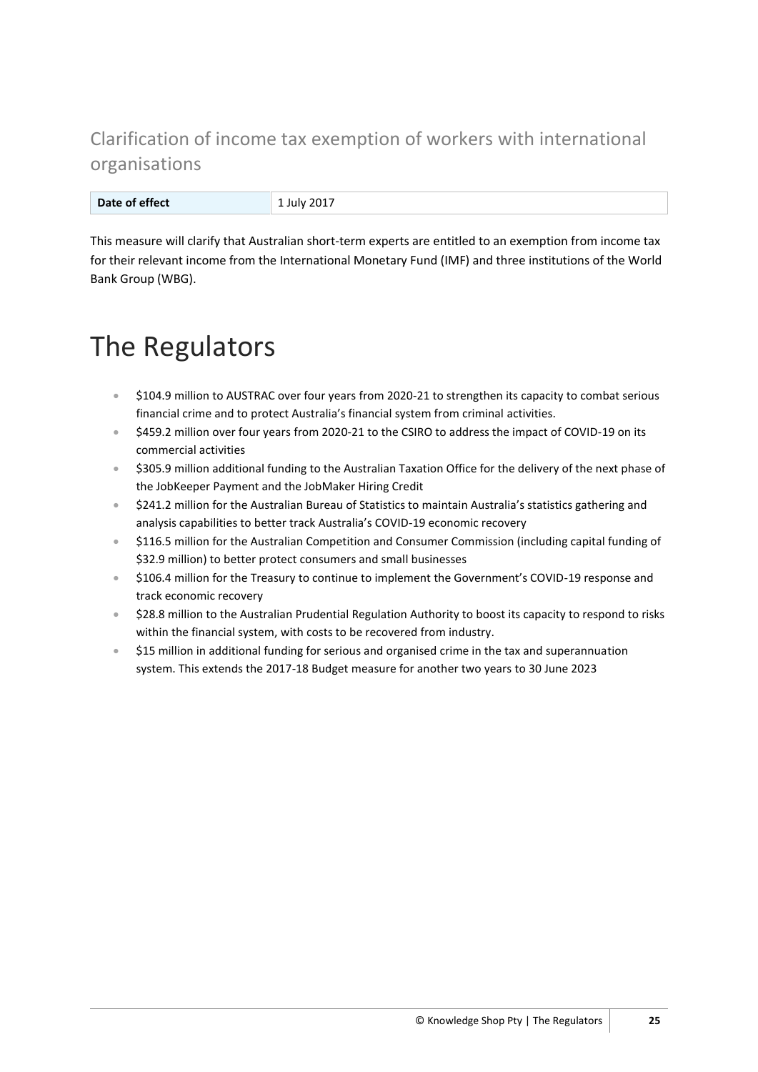## Clarification of income tax exemption of workers with international organisations

| Date of effect | 1 July 2017 |
| --- | --- |

This measure will clarify that Australian short-term experts are entitled to an exemption from income tax for their relevant income from the International Monetary Fund (IMF) and three institutions of the World Bank Group (WBG).

# The Regulators

- $104.9 million to AUSTRAC over four years from 2020-21 to strengthen its capacity to combat serious financial crime and to protect Australia's financial system from criminal activities.
- $459.2 million over four years from 2020-21 to the CSIRO to address the impact of COVID-19 on its commercial activities
- $305.9 million additional funding to the Australian Taxation Office for the delivery of the next phase of the JobKeeper Payment and the JobMaker Hiring Credit
- $241.2 million for the Australian Bureau of Statistics to maintain Australia's statistics gathering and analysis capabilities to better track Australia's COVID-19 economic recovery
- $116.5 million for the Australian Competition and Consumer Commission (including capital funding of $32.9 million) to better protect consumers and small businesses
- $106.4 million for the Treasury to continue to implement the Government's COVID-19 response and track economic recovery
- $28.8 million to the Australian Prudential Regulation Authority to boost its capacity to respond to risks within the financial system, with costs to be recovered from industry.
- $15 million in additional funding for serious and organised crime in the tax and superannuation system. This extends the 2017-18 Budget measure for another two years to 30 June 2023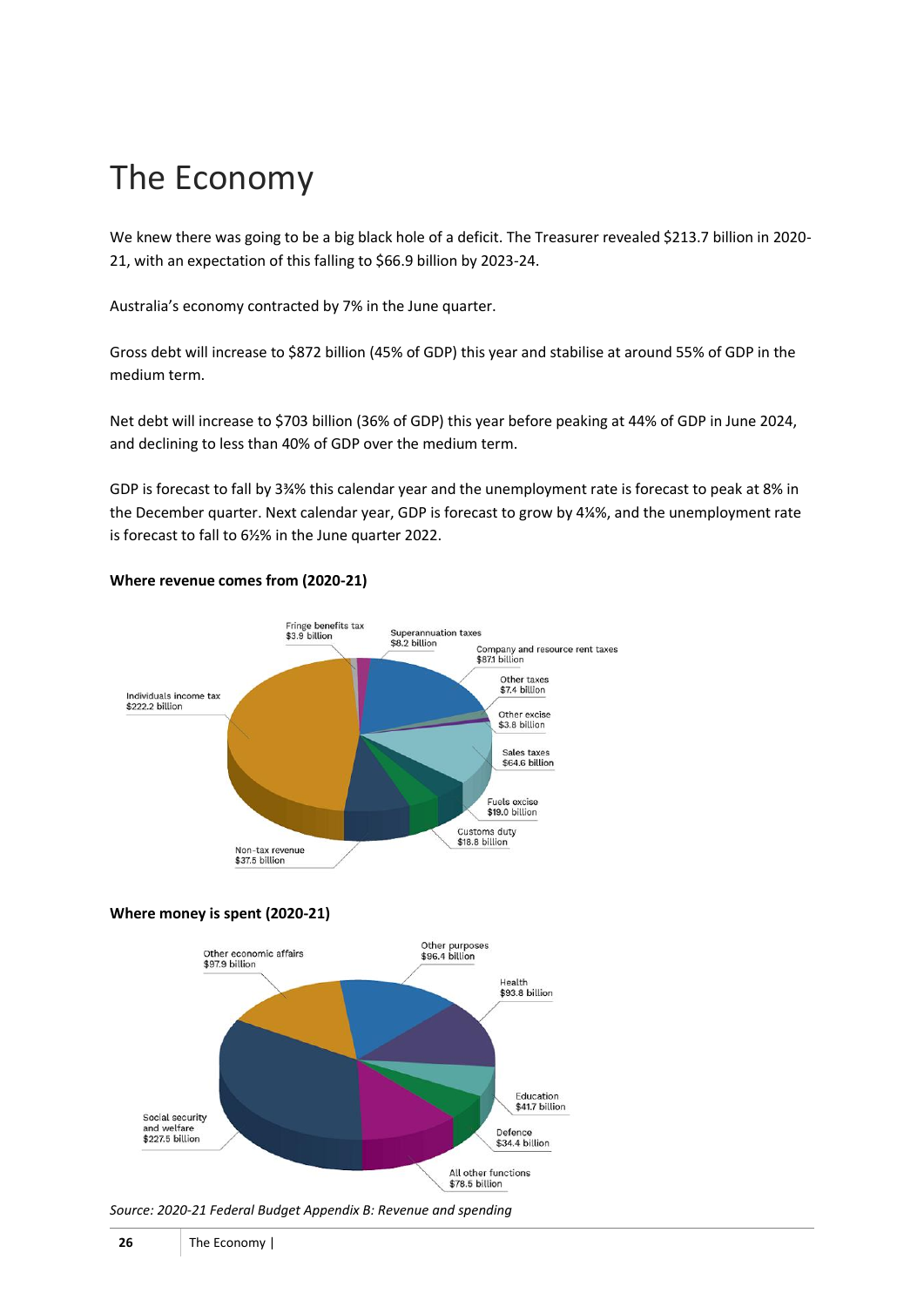# The Economy

We knew there was going to be a big black hole of a deficit. The Treasurer revealed $213.7 billion in 2020-21, with an expectation of this falling to $66.9 billion by 2023-24.

Australia's economy contracted by 7% in the June quarter.

Gross debt will increase to $872 billion (45% of GDP) this year and stabilise at around 55% of GDP in the medium term.

Net debt will increase to $703 billion (36% of GDP) this year before peaking at 44% of GDP in June 2024, and declining to less than 40% of GDP over the medium term.

GDP is forecast to fall by 3¾% this calendar year and the unemployment rate is forecast to peak at 8% in the December quarter. Next calendar year, GDP is forecast to grow by 4¼%, and the unemployment rate is forecast to fall to 6½% in the June quarter 2022.

**Where revenue comes from (2020-21)**

Fringe benefits tax
$3.9 billion

Superannuation taxes
$8.2 billion

Company and resource rent taxes
$87.1 billion

Other taxes
$7.4 billion

Other excise
$3.8 billion

Sales taxes
$64.6 billion

Fuels excise
$19.0 billion

Customs duty
$18.8 billion

Non-tax revenue
$37.5 billion

Individuals income tax
$222.2 billion

**Where money is spent (2020-21)**

Other economic affairs
$97.9 billion

Other purposes
$96.4 billion

Health
$93.8 billion

Education
$41.7 billion

Defence
$34.4 billion

All other functions
$78.5 billion

Social security and welfare
$227.5 billion

*Source: 2020-21 Federal Budget Appendix B: Revenue and spending*